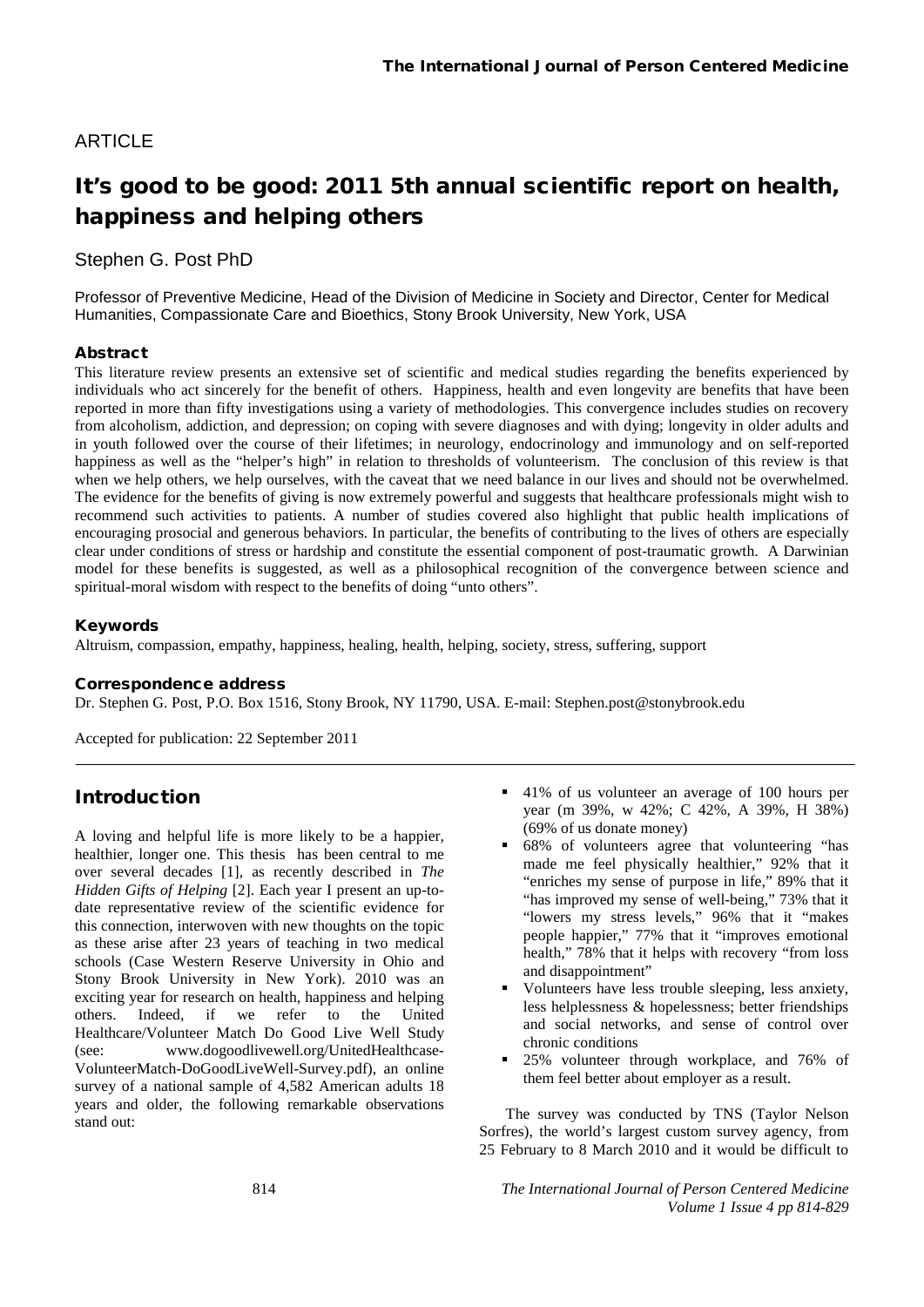ARTICLE

# It's good to be good: 2011 5th annual scientific report on health, happiness and helping others

Stephen G. Post PhD

Professor of Preventive Medicine, Head of the Division of Medicine in Society and Director, Center for Medical Humanities, Compassionate Care and Bioethics, Stony Brook University, New York, USA

### Abstract

This literature review presents an extensive set of scientific and medical studies regarding the benefits experienced by individuals who act sincerely for the benefit of others. Happiness, health and even longevity are benefits that have been reported in more than fifty investigations using a variety of methodologies. This convergence includes studies on recovery from alcoholism, addiction, and depression; on coping with severe diagnoses and with dying; longevity in older adults and in youth followed over the course of their lifetimes; in neurology, endocrinology and immunology and on self-reported happiness as well as the "helper's high" in relation to thresholds of volunteerism. The conclusion of this review is that when we help others, we help ourselves, with the caveat that we need balance in our lives and should not be overwhelmed. The evidence for the benefits of giving is now extremely powerful and suggests that healthcare professionals might wish to recommend such activities to patients. A number of studies covered also highlight that public health implications of encouraging prosocial and generous behaviors. In particular, the benefits of contributing to the lives of others are especially clear under conditions of stress or hardship and constitute the essential component of post-traumatic growth. A Darwinian model for these benefits is suggested, as well as a philosophical recognition of the convergence between science and spiritual-moral wisdom with respect to the benefits of doing "unto others".

### Keywords

Altruism, compassion, empathy, happiness, healing, health, helping, society, stress, suffering, support

### Correspondence address

Dr. Stephen G. Post, P.O. Box 1516, Stony Brook, NY 11790, USA. E-mail: Stephen.post@stonybrook.edu

Accepted for publication: 22 September 2011

## Introduction

A loving and helpful life is more likely to be a happier, healthier, longer one. This thesis has been central to me over several decades [1], as recently described in *The Hidden Gifts of Helping* [2]. Each year I present an up-to-date representative review of the scientific evidence for this connection, interwoven with new thoughts on the topic as these arise after 23 years of teaching in two medical schools (Case Western Reserve University in Ohio and Stony Brook University in New York). 2010 was an exciting year for research on health, happiness and helping others. Indeed, if we refer to the United Healthcare/Volunteer Match Do Good Live Well Study (see: www.dogoodlivewell.org/UnitedHealthcase-VolunteerMatch-DoGoodLiveWell-Survey.pdf), an online survey of a national sample of 4,582 American adults 18 years and older, the following remarkable observations stand out:

- 41% of us volunteer an average of 100 hours per year (m 39%, w 42%; C 42%, A 39%, H 38%) (69% of us donate money)
- 68% of volunteers agree that volunteering "has made me feel physically healthier," 92% that it "enriches my sense of purpose in life," 89% that it "has improved my sense of well-being," 73% that it "lowers my stress levels," 96% that it "makes people happier," 77% that it "improves emotional health," 78% that it helps with recovery "from loss and disappointment"
- Volunteers have less trouble sleeping, less anxiety, less helplessness & hopelessness; better friendships and social networks, and sense of control over chronic conditions
- 25% volunteer through workplace, and 76% of them feel better about employer as a result.

The survey was conducted by TNS (Taylor Nelson Sorfres), the world's largest custom survey agency, from 25 February to 8 March 2010 and it would be difficult to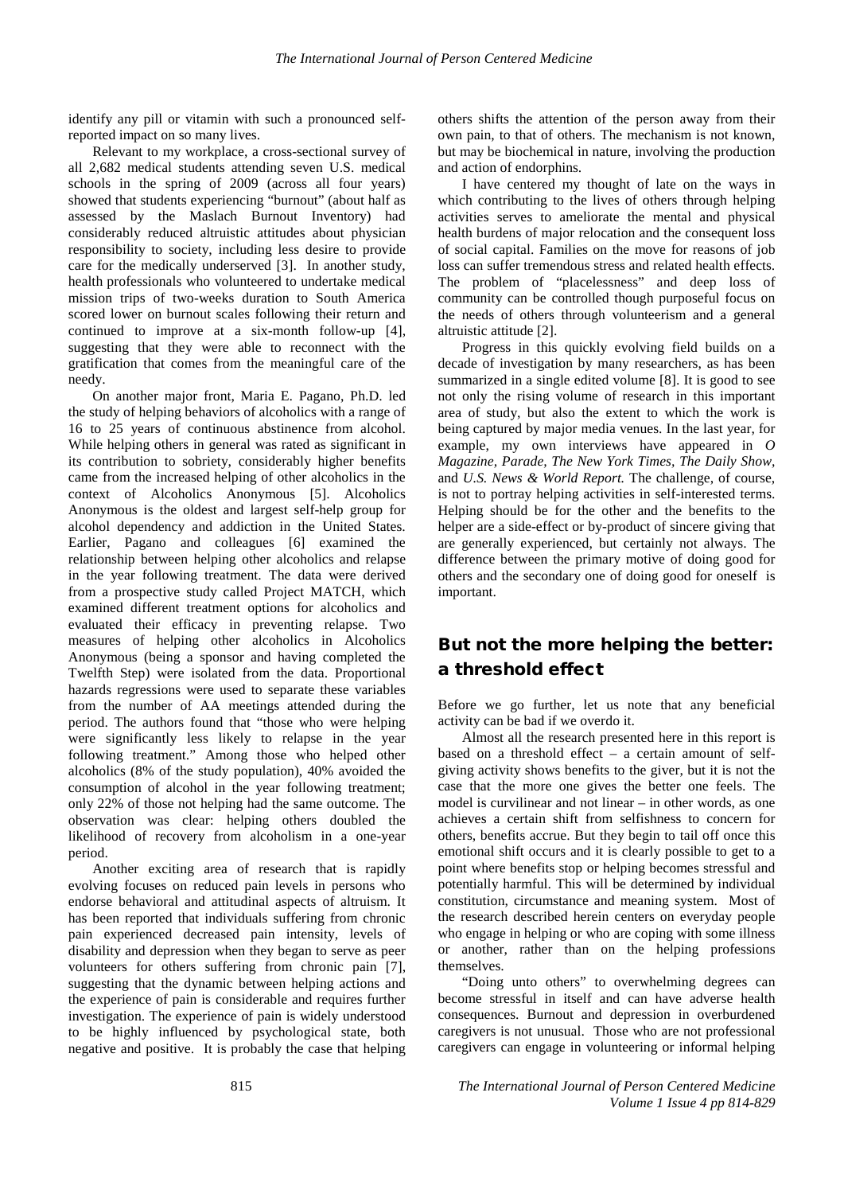identify any pill or vitamin with such a pronounced self-reported impact on so many lives.

Relevant to my workplace, a cross-sectional survey of all 2,682 medical students attending seven U.S. medical schools in the spring of 2009 (across all four years) showed that students experiencing "burnout" (about half as assessed by the Maslach Burnout Inventory) had considerably reduced altruistic attitudes about physician responsibility to society, including less desire to provide care for the medically underserved [3]. In another study, health professionals who volunteered to undertake medical mission trips of two-weeks duration to South America scored lower on burnout scales following their return and continued to improve at a six-month follow-up [4], suggesting that they were able to reconnect with the gratification that comes from the meaningful care of the needy.

On another major front, Maria E. Pagano, Ph.D. led the study of helping behaviors of alcoholics with a range of 16 to 25 years of continuous abstinence from alcohol. While helping others in general was rated as significant in its contribution to sobriety, considerably higher benefits came from the increased helping of other alcoholics in the context of Alcoholics Anonymous [5]. Alcoholics Anonymous is the oldest and largest self-help group for alcohol dependency and addiction in the United States. Earlier, Pagano and colleagues [6] examined the relationship between helping other alcoholics and relapse in the year following treatment. The data were derived from a prospective study called Project MATCH, which examined different treatment options for alcoholics and evaluated their efficacy in preventing relapse. Two measures of helping other alcoholics in Alcoholics Anonymous (being a sponsor and having completed the Twelfth Step) were isolated from the data. Proportional hazards regressions were used to separate these variables from the number of AA meetings attended during the period. The authors found that "those who were helping were significantly less likely to relapse in the year following treatment." Among those who helped other alcoholics (8% of the study population), 40% avoided the consumption of alcohol in the year following treatment; only 22% of those not helping had the same outcome. The observation was clear: helping others doubled the likelihood of recovery from alcoholism in a one-year period.

Another exciting area of research that is rapidly evolving focuses on reduced pain levels in persons who endorse behavioral and attitudinal aspects of altruism. It has been reported that individuals suffering from chronic pain experienced decreased pain intensity, levels of disability and depression when they began to serve as peer volunteers for others suffering from chronic pain [7], suggesting that the dynamic between helping actions and the experience of pain is considerable and requires further investigation. The experience of pain is widely understood to be highly influenced by psychological state, both negative and positive. It is probably the case that helping others shifts the attention of the person away from their own pain, to that of others. The mechanism is not known, but may be biochemical in nature, involving the production and action of endorphins.

I have centered my thought of late on the ways in which contributing to the lives of others through helping activities serves to ameliorate the mental and physical health burdens of major relocation and the consequent loss of social capital. Families on the move for reasons of job loss can suffer tremendous stress and related health effects. The problem of "placelessness" and deep loss of community can be controlled though purposeful focus on the needs of others through volunteerism and a general altruistic attitude [2].

Progress in this quickly evolving field builds on a decade of investigation by many researchers, as has been summarized in a single edited volume [8]. It is good to see not only the rising volume of research in this important area of study, but also the extent to which the work is being captured by major media venues. In the last year, for example, my own interviews have appeared in *O Magazine*, *Parade*, *The New York Times*, *The Daily Show*, and *U.S. News & World Report.* The challenge, of course, is not to portray helping activities in self-interested terms. Helping should be for the other and the benefits to the helper are a side-effect or by-product of sincere giving that are generally experienced, but certainly not always. The difference between the primary motive of doing good for others and the secondary one of doing good for oneself is important.

## But not the more helping the better: a threshold effect

Before we go further, let us note that any beneficial activity can be bad if we overdo it.

Almost all the research presented here in this report is based on a threshold effect – a certain amount of self-giving activity shows benefits to the giver, but it is not the case that the more one gives the better one feels. The model is curvilinear and not linear – in other words, as one achieves a certain shift from selfishness to concern for others, benefits accrue. But they begin to tail off once this emotional shift occurs and it is clearly possible to get to a point where benefits stop or helping becomes stressful and potentially harmful. This will be determined by individual constitution, circumstance and meaning system. Most of the research described herein centers on everyday people who engage in helping or who are coping with some illness or another, rather than on the helping professions themselves.

"Doing unto others" to overwhelming degrees can become stressful in itself and can have adverse health consequences. Burnout and depression in overburdened caregivers is not unusual. Those who are not professional caregivers can engage in volunteering or informal helping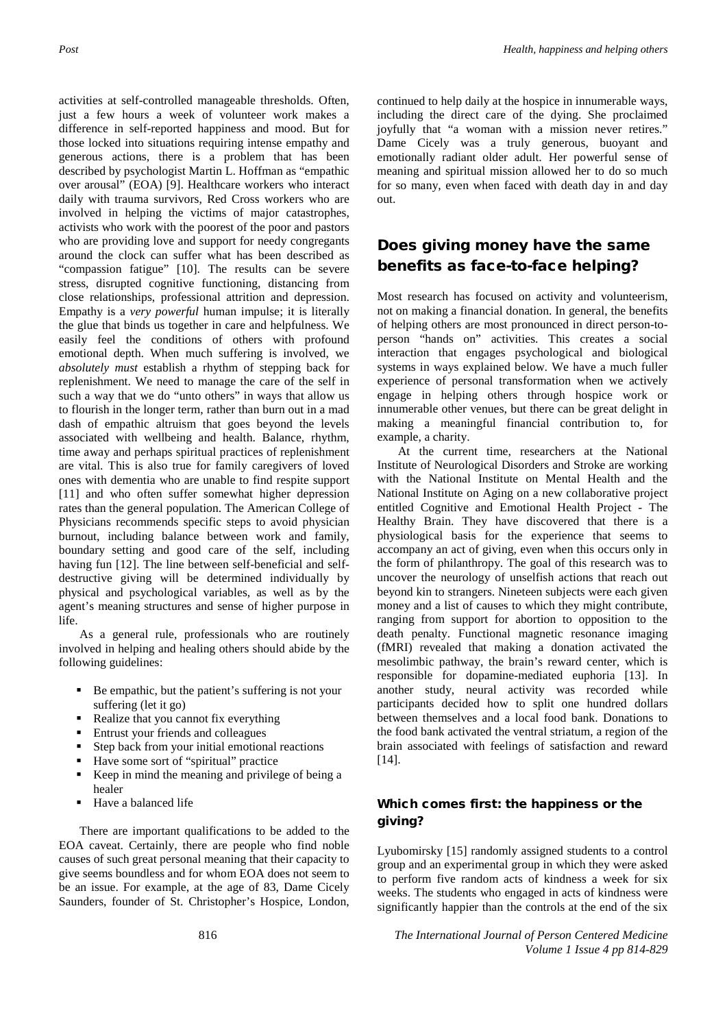activities at self-controlled manageable thresholds. Often, just a few hours a week of volunteer work makes a difference in self-reported happiness and mood. But for those locked into situations requiring intense empathy and generous actions, there is a problem that has been described by psychologist Martin L. Hoffman as "empathic over arousal" (EOA) [9]. Healthcare workers who interact daily with trauma survivors, Red Cross workers who are involved in helping the victims of major catastrophes, activists who work with the poorest of the poor and pastors who are providing love and support for needy congregants around the clock can suffer what has been described as "compassion fatigue" [10]. The results can be severe stress, disrupted cognitive functioning, distancing from close relationships, professional attrition and depression. Empathy is a *very powerful* human impulse; it is literally the glue that binds us together in care and helpfulness. We easily feel the conditions of others with profound emotional depth. When much suffering is involved, we *absolutely must* establish a rhythm of stepping back for replenishment. We need to manage the care of the self in such a way that we do "unto others" in ways that allow us to flourish in the longer term, rather than burn out in a mad dash of empathic altruism that goes beyond the levels associated with wellbeing and health. Balance, rhythm, time away and perhaps spiritual practices of replenishment are vital. This is also true for family caregivers of loved ones with dementia who are unable to find respite support [11] and who often suffer somewhat higher depression rates than the general population. The American College of Physicians recommends specific steps to avoid physician burnout, including balance between work and family, boundary setting and good care of the self, including having fun [12]. The line between self-beneficial and self-destructive giving will be determined individually by physical and psychological variables, as well as by the agent's meaning structures and sense of higher purpose in life.

As a general rule, professionals who are routinely involved in helping and healing others should abide by the following guidelines:

- Be empathic, but the patient's suffering is not your suffering (let it go)
- Realize that you cannot fix everything
- Entrust your friends and colleagues
- Step back from your initial emotional reactions
- Have some sort of "spiritual" practice
- Keep in mind the meaning and privilege of being a healer
- Have a balanced life

There are important qualifications to be added to the EOA caveat. Certainly, there are people who find noble causes of such great personal meaning that their capacity to give seems boundless and for whom EOA does not seem to be an issue. For example, at the age of 83, Dame Cicely Saunders, founder of St. Christopher's Hospice, London, continued to help daily at the hospice in innumerable ways, including the direct care of the dying. She proclaimed joyfully that "a woman with a mission never retires." Dame Cicely was a truly generous, buoyant and emotionally radiant older adult. Her powerful sense of meaning and spiritual mission allowed her to do so much for so many, even when faced with death day in and day out.

## Does giving money have the same benefits as face-to-face helping?

Most research has focused on activity and volunteerism, not on making a financial donation. In general, the benefits of helping others are most pronounced in direct person-to-person "hands on" activities. This creates a social interaction that engages psychological and biological systems in ways explained below. We have a much fuller experience of personal transformation when we actively engage in helping others through hospice work or innumerable other venues, but there can be great delight in making a meaningful financial contribution to, for example, a charity.

At the current time, researchers at the National Institute of Neurological Disorders and Stroke are working with the National Institute on Mental Health and the National Institute on Aging on a new collaborative project entitled Cognitive and Emotional Health Project - The Healthy Brain. They have discovered that there is a physiological basis for the experience that seems to accompany an act of giving, even when this occurs only in the form of philanthropy. The goal of this research was to uncover the neurology of unselfish actions that reach out beyond kin to strangers. Nineteen subjects were each given money and a list of causes to which they might contribute, ranging from support for abortion to opposition to the death penalty. Functional magnetic resonance imaging (fMRI) revealed that making a donation activated the mesolimbic pathway, the brain's reward center, which is responsible for dopamine-mediated euphoria [13]. In another study, neural activity was recorded while participants decided how to split one hundred dollars between themselves and a local food bank. Donations to the food bank activated the ventral striatum, a region of the brain associated with feelings of satisfaction and reward [14].

### Which comes first: the happiness or the giving?

Lyubomirsky [15] randomly assigned students to a control group and an experimental group in which they were asked to perform five random acts of kindness a week for six weeks. The students who engaged in acts of kindness were significantly happier than the controls at the end of the six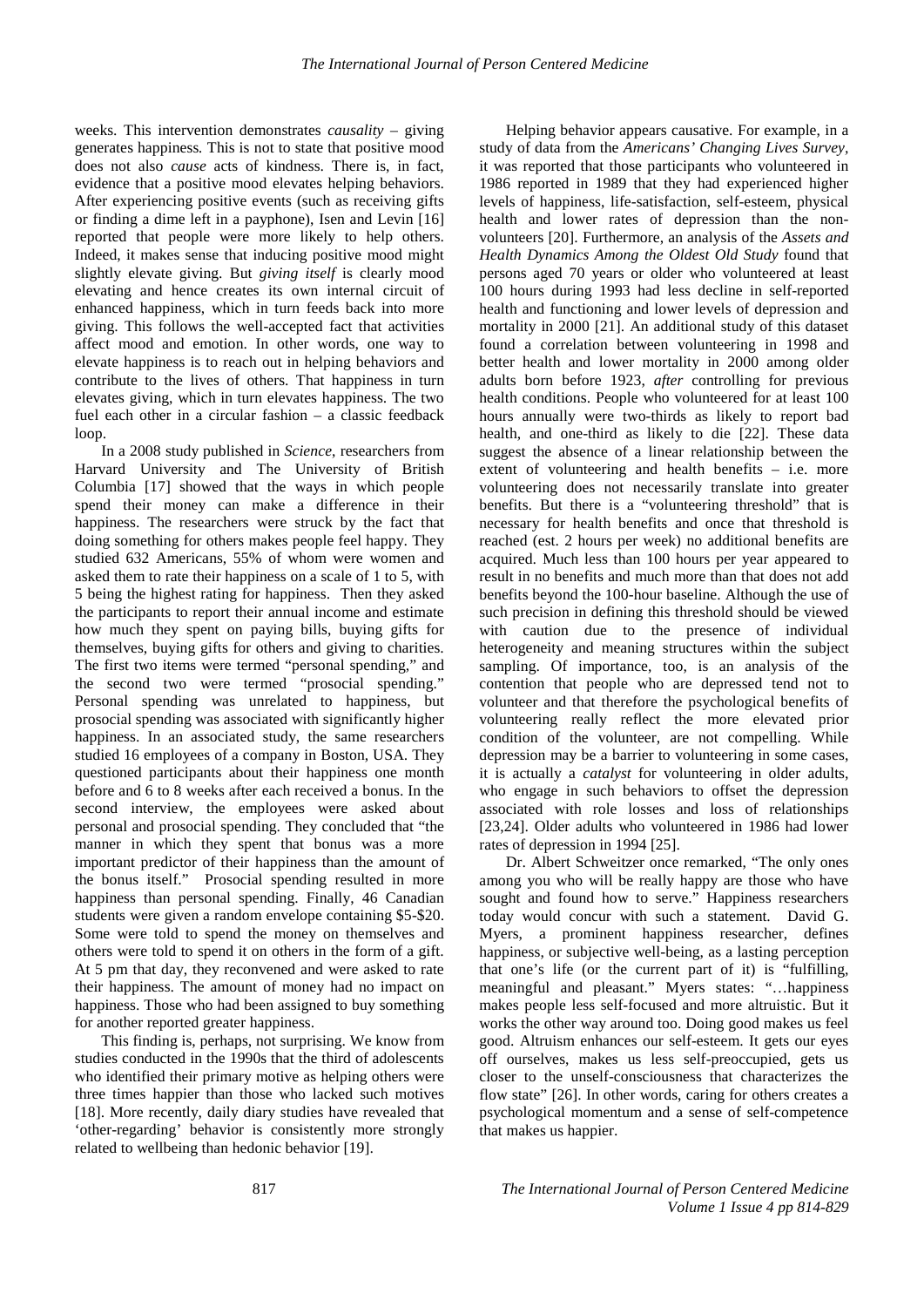weeks. This intervention demonstrates *causality* – giving generates happiness. This is not to state that positive mood does not also *cause* acts of kindness. There is, in fact, evidence that a positive mood elevates helping behaviors. After experiencing positive events (such as receiving gifts or finding a dime left in a payphone), Isen and Levin [16] reported that people were more likely to help others. Indeed, it makes sense that inducing positive mood might slightly elevate giving. But *giving itself* is clearly mood elevating and hence creates its own internal circuit of enhanced happiness, which in turn feeds back into more giving. This follows the well-accepted fact that activities affect mood and emotion. In other words, one way to elevate happiness is to reach out in helping behaviors and contribute to the lives of others. That happiness in turn elevates giving, which in turn elevates happiness. The two fuel each other in a circular fashion – a classic feedback loop.

In a 2008 study published in *Science*, researchers from Harvard University and The University of British Columbia [17] showed that the ways in which people spend their money can make a difference in their happiness. The researchers were struck by the fact that doing something for others makes people feel happy. They studied 632 Americans, 55% of whom were women and asked them to rate their happiness on a scale of 1 to 5, with 5 being the highest rating for happiness. Then they asked the participants to report their annual income and estimate how much they spent on paying bills, buying gifts for themselves, buying gifts for others and giving to charities. The first two items were termed "personal spending," and the second two were termed "prosocial spending." Personal spending was unrelated to happiness, but prosocial spending was associated with significantly higher happiness. In an associated study, the same researchers studied 16 employees of a company in Boston, USA. They questioned participants about their happiness one month before and 6 to 8 weeks after each received a bonus. In the second interview, the employees were asked about personal and prosocial spending. They concluded that "the manner in which they spent that bonus was a more important predictor of their happiness than the amount of the bonus itself." Prosocial spending resulted in more happiness than personal spending. Finally, 46 Canadian students were given a random envelope containing \$5-\$20. Some were told to spend the money on themselves and others were told to spend it on others in the form of a gift. At 5 pm that day, they reconvened and were asked to rate their happiness. The amount of money had no impact on happiness. Those who had been assigned to buy something for another reported greater happiness.

This finding is, perhaps, not surprising. We know from studies conducted in the 1990s that the third of adolescents who identified their primary motive as helping others were three times happier than those who lacked such motives [18]. More recently, daily diary studies have revealed that 'other-regarding' behavior is consistently more strongly related to wellbeing than hedonic behavior [19].

Helping behavior appears causative. For example, in a study of data from the *Americans' Changing Lives Survey*, it was reported that those participants who volunteered in 1986 reported in 1989 that they had experienced higher levels of happiness, life-satisfaction, self-esteem, physical health and lower rates of depression than the non-volunteers [20]. Furthermore, an analysis of the *Assets and Health Dynamics Among the Oldest Old Study* found that persons aged 70 years or older who volunteered at least 100 hours during 1993 had less decline in self-reported health and functioning and lower levels of depression and mortality in 2000 [21]. An additional study of this dataset found a correlation between volunteering in 1998 and better health and lower mortality in 2000 among older adults born before 1923, *after* controlling for previous health conditions. People who volunteered for at least 100 hours annually were two-thirds as likely to report bad health, and one-third as likely to die [22]. These data suggest the absence of a linear relationship between the extent of volunteering and health benefits – i.e. more volunteering does not necessarily translate into greater benefits. But there is a "volunteering threshold" that is necessary for health benefits and once that threshold is reached (est. 2 hours per week) no additional benefits are acquired. Much less than 100 hours per year appeared to result in no benefits and much more than that does not add benefits beyond the 100-hour baseline. Although the use of such precision in defining this threshold should be viewed with caution due to the presence of individual heterogeneity and meaning structures within the subject sampling. Of importance, too, is an analysis of the contention that people who are depressed tend not to volunteer and that therefore the psychological benefits of volunteering really reflect the more elevated prior condition of the volunteer, are not compelling. While depression may be a barrier to volunteering in some cases, it is actually a *catalyst* for volunteering in older adults, who engage in such behaviors to offset the depression associated with role losses and loss of relationships [23,24]. Older adults who volunteered in 1986 had lower rates of depression in 1994 [25].

Dr. Albert Schweitzer once remarked, "The only ones among you who will be really happy are those who have sought and found how to serve." Happiness researchers today would concur with such a statement. David G. Myers, a prominent happiness researcher, defines happiness, or subjective well-being, as a lasting perception that one's life (or the current part of it) is "fulfilling, meaningful and pleasant." Myers states: "…happiness makes people less self-focused and more altruistic. But it works the other way around too. Doing good makes us feel good. Altruism enhances our self-esteem. It gets our eyes off ourselves, makes us less self-preoccupied, gets us closer to the unself-consciousness that characterizes the flow state" [26]. In other words, caring for others creates a psychological momentum and a sense of self-competence that makes us happier.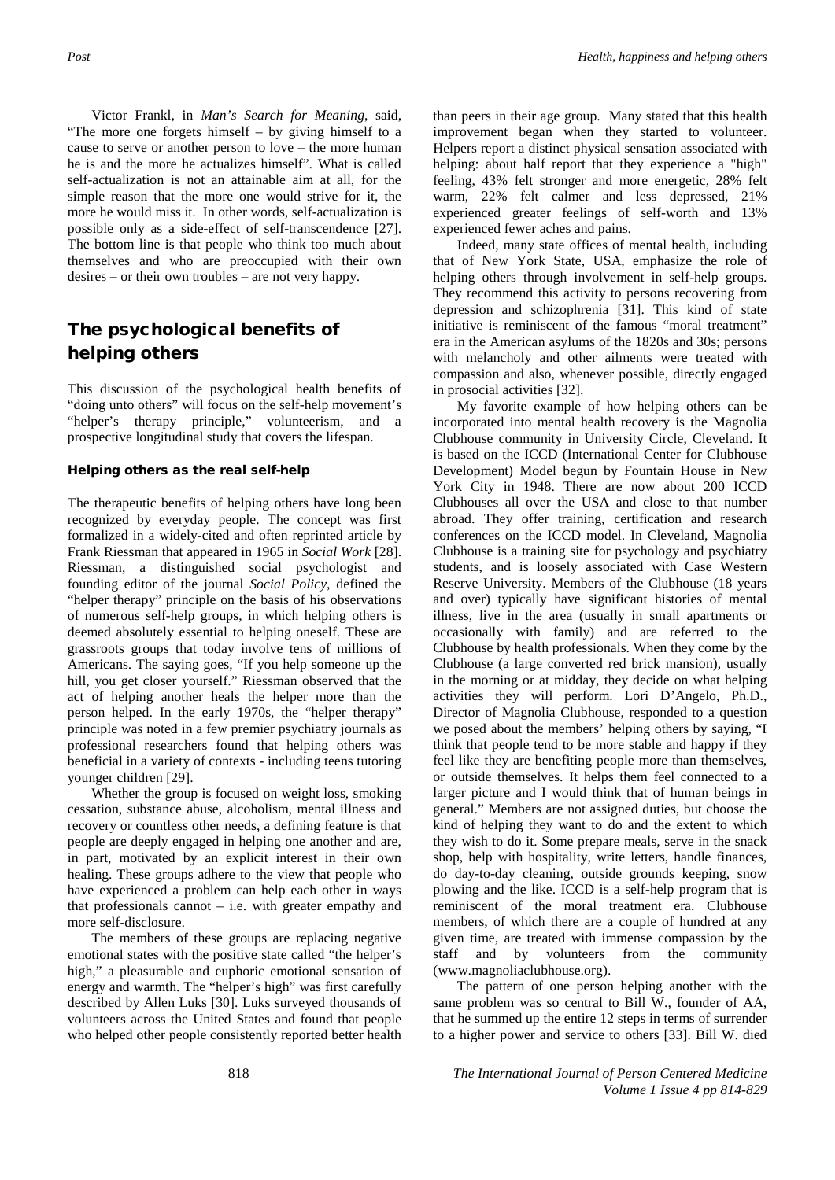Victor Frankl, in *Man's Search for Meaning*, said, "The more one forgets himself – by giving himself to a cause to serve or another person to love – the more human he is and the more he actualizes himself". What is called self-actualization is not an attainable aim at all, for the simple reason that the more one would strive for it, the more he would miss it. In other words, self-actualization is possible only as a side-effect of self-transcendence [27]. The bottom line is that people who think too much about themselves and who are preoccupied with their own desires – or their own troubles – are not very happy.

## The psychological benefits of helping others

This discussion of the psychological health benefits of "doing unto others" will focus on the self-help movement's "helper's therapy principle," volunteerism, and a prospective longitudinal study that covers the lifespan.

### Helping others as the real self-help

The therapeutic benefits of helping others have long been recognized by everyday people. The concept was first formalized in a widely-cited and often reprinted article by Frank Riessman that appeared in 1965 in *Social Work* [28]. Riessman, a distinguished social psychologist and founding editor of the journal *Social Policy*, defined the "helper therapy" principle on the basis of his observations of numerous self-help groups, in which helping others is deemed absolutely essential to helping oneself. These are grassroots groups that today involve tens of millions of Americans. The saying goes, "If you help someone up the hill, you get closer yourself." Riessman observed that the act of helping another heals the helper more than the person helped. In the early 1970s, the "helper therapy" principle was noted in a few premier psychiatry journals as professional researchers found that helping others was beneficial in a variety of contexts - including teens tutoring younger children [29].

Whether the group is focused on weight loss, smoking cessation, substance abuse, alcoholism, mental illness and recovery or countless other needs, a defining feature is that people are deeply engaged in helping one another and are, in part, motivated by an explicit interest in their own healing. These groups adhere to the view that people who have experienced a problem can help each other in ways that professionals cannot – i.e. with greater empathy and more self-disclosure.

The members of these groups are replacing negative emotional states with the positive state called "the helper's high," a pleasurable and euphoric emotional sensation of energy and warmth. The "helper's high" was first carefully described by Allen Luks [30]. Luks surveyed thousands of volunteers across the United States and found that people who helped other people consistently reported better health than peers in their age group. Many stated that this health improvement began when they started to volunteer. Helpers report a distinct physical sensation associated with helping: about half report that they experience a "high" feeling, 43% felt stronger and more energetic, 28% felt warm, 22% felt calmer and less depressed, 21% experienced greater feelings of self-worth and 13% experienced fewer aches and pains.

Indeed, many state offices of mental health, including that of New York State, USA, emphasize the role of helping others through involvement in self-help groups. They recommend this activity to persons recovering from depression and schizophrenia [31]. This kind of state initiative is reminiscent of the famous "moral treatment" era in the American asylums of the 1820s and 30s; persons with melancholy and other ailments were treated with compassion and also, whenever possible, directly engaged in prosocial activities [32].

My favorite example of how helping others can be incorporated into mental health recovery is the Magnolia Clubhouse community in University Circle, Cleveland. It is based on the ICCD (International Center for Clubhouse Development) Model begun by Fountain House in New York City in 1948. There are now about 200 ICCD Clubhouses all over the USA and close to that number abroad. They offer training, certification and research conferences on the ICCD model. In Cleveland, Magnolia Clubhouse is a training site for psychology and psychiatry students, and is loosely associated with Case Western Reserve University. Members of the Clubhouse (18 years and over) typically have significant histories of mental illness, live in the area (usually in small apartments or occasionally with family) and are referred to the Clubhouse by health professionals. When they come by the Clubhouse (a large converted red brick mansion), usually in the morning or at midday, they decide on what helping activities they will perform. Lori D'Angelo, Ph.D., Director of Magnolia Clubhouse, responded to a question we posed about the members' helping others by saying, "I think that people tend to be more stable and happy if they feel like they are benefiting people more than themselves, or outside themselves. It helps them feel connected to a larger picture and I would think that of human beings in general." Members are not assigned duties, but choose the kind of helping they want to do and the extent to which they wish to do it. Some prepare meals, serve in the snack shop, help with hospitality, write letters, handle finances, do day-to-day cleaning, outside grounds keeping, snow plowing and the like. ICCD is a self-help program that is reminiscent of the moral treatment era. Clubhouse members, of which there are a couple of hundred at any given time, are treated with immense compassion by the staff and by volunteers from the community (www.magnoliaclubhouse.org).

The pattern of one person helping another with the same problem was so central to Bill W., founder of AA, that he summed up the entire 12 steps in terms of surrender to a higher power and service to others [33]. Bill W. died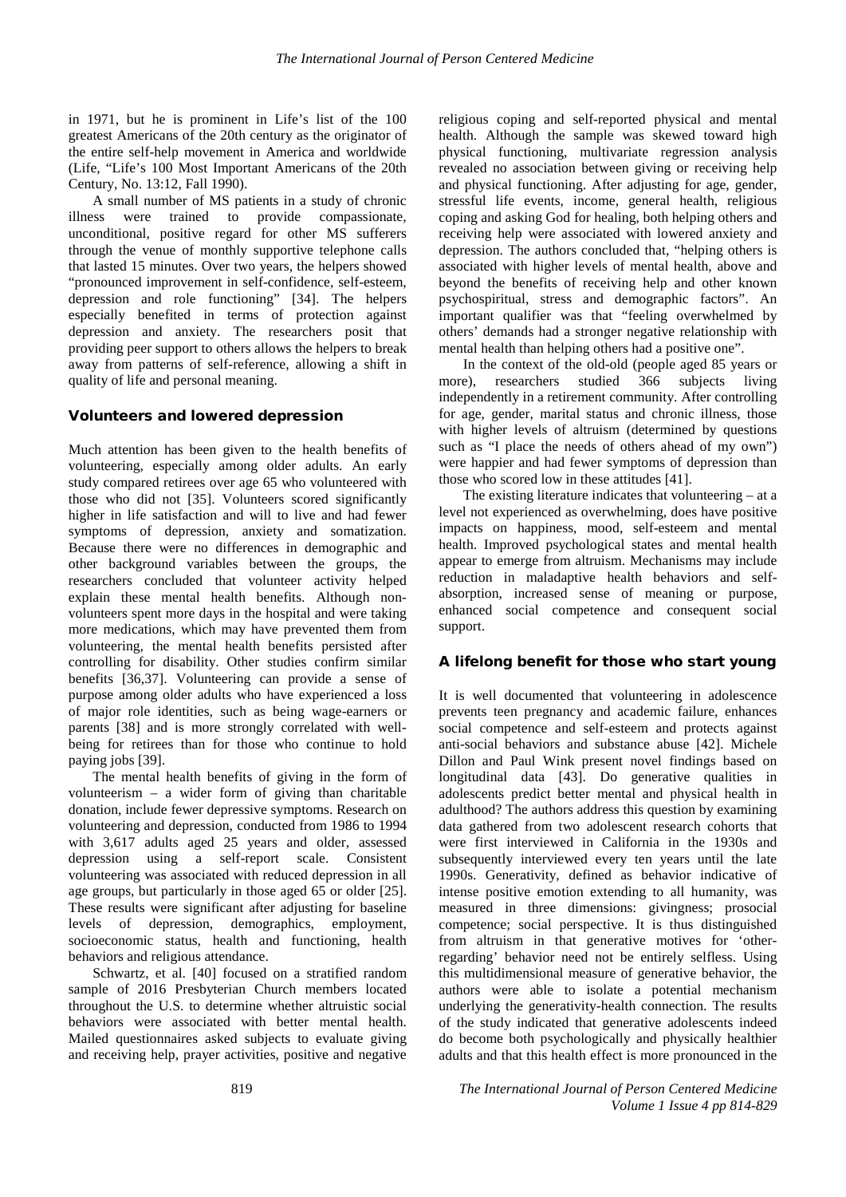in 1971, but he is prominent in Life's list of the 100 greatest Americans of the 20th century as the originator of the entire self-help movement in America and worldwide (Life, "Life's 100 Most Important Americans of the 20th Century, No. 13:12, Fall 1990).

A small number of MS patients in a study of chronic illness were trained to provide compassionate, unconditional, positive regard for other MS sufferers through the venue of monthly supportive telephone calls that lasted 15 minutes. Over two years, the helpers showed "pronounced improvement in self-confidence, self-esteem, depression and role functioning" [34]. The helpers especially benefited in terms of protection against depression and anxiety. The researchers posit that providing peer support to others allows the helpers to break away from patterns of self-reference, allowing a shift in quality of life and personal meaning.

## Volunteers and lowered depression

Much attention has been given to the health benefits of volunteering, especially among older adults. An early study compared retirees over age 65 who volunteered with those who did not [35]. Volunteers scored significantly higher in life satisfaction and will to live and had fewer symptoms of depression, anxiety and somatization. Because there were no differences in demographic and other background variables between the groups, the researchers concluded that volunteer activity helped explain these mental health benefits. Although non-volunteers spent more days in the hospital and were taking more medications, which may have prevented them from volunteering, the mental health benefits persisted after controlling for disability. Other studies confirm similar benefits [36,37]. Volunteering can provide a sense of purpose among older adults who have experienced a loss of major role identities, such as being wage-earners or parents [38] and is more strongly correlated with well-being for retirees than for those who continue to hold paying jobs [39].

The mental health benefits of giving in the form of volunteerism – a wider form of giving than charitable donation, include fewer depressive symptoms. Research on volunteering and depression, conducted from 1986 to 1994 with 3,617 adults aged 25 years and older, assessed depression using a self-report scale. Consistent volunteering was associated with reduced depression in all age groups, but particularly in those aged 65 or older [25]. These results were significant after adjusting for baseline levels of depression, demographics, employment, socioeconomic status, health and functioning, health behaviors and religious attendance.

Schwartz, et al. [40] focused on a stratified random sample of 2016 Presbyterian Church members located throughout the U.S. to determine whether altruistic social behaviors were associated with better mental health. Mailed questionnaires asked subjects to evaluate giving and receiving help, prayer activities, positive and negative religious coping and self-reported physical and mental health. Although the sample was skewed toward high physical functioning, multivariate regression analysis revealed no association between giving or receiving help and physical functioning. After adjusting for age, gender, stressful life events, income, general health, religious coping and asking God for healing, both helping others and receiving help were associated with lowered anxiety and depression. The authors concluded that, "helping others is associated with higher levels of mental health, above and beyond the benefits of receiving help and other known psychospiritual, stress and demographic factors". An important qualifier was that "feeling overwhelmed by others' demands had a stronger negative relationship with mental health than helping others had a positive one".

In the context of the old-old (people aged 85 years or more), researchers studied 366 subjects living independently in a retirement community. After controlling for age, gender, marital status and chronic illness, those with higher levels of altruism (determined by questions such as "I place the needs of others ahead of my own") were happier and had fewer symptoms of depression than those who scored low in these attitudes [41].

The existing literature indicates that volunteering – at a level not experienced as overwhelming, does have positive impacts on happiness, mood, self-esteem and mental health. Improved psychological states and mental health appear to emerge from altruism. Mechanisms may include reduction in maladaptive health behaviors and self-absorption, increased sense of meaning or purpose, enhanced social competence and consequent social support.

## A lifelong benefit for those who start young

It is well documented that volunteering in adolescence prevents teen pregnancy and academic failure, enhances social competence and self-esteem and protects against anti-social behaviors and substance abuse [42]. Michele Dillon and Paul Wink present novel findings based on longitudinal data [43]. Do generative qualities in adolescents predict better mental and physical health in adulthood? The authors address this question by examining data gathered from two adolescent research cohorts that were first interviewed in California in the 1930s and subsequently interviewed every ten years until the late 1990s. Generativity, defined as behavior indicative of intense positive emotion extending to all humanity, was measured in three dimensions: givingness; prosocial competence; social perspective. It is thus distinguished from altruism in that generative motives for 'other-regarding' behavior need not be entirely selfless. Using this multidimensional measure of generative behavior, the authors were able to isolate a potential mechanism underlying the generativity-health connection. The results of the study indicated that generative adolescents indeed do become both psychologically and physically healthier adults and that this health effect is more pronounced in the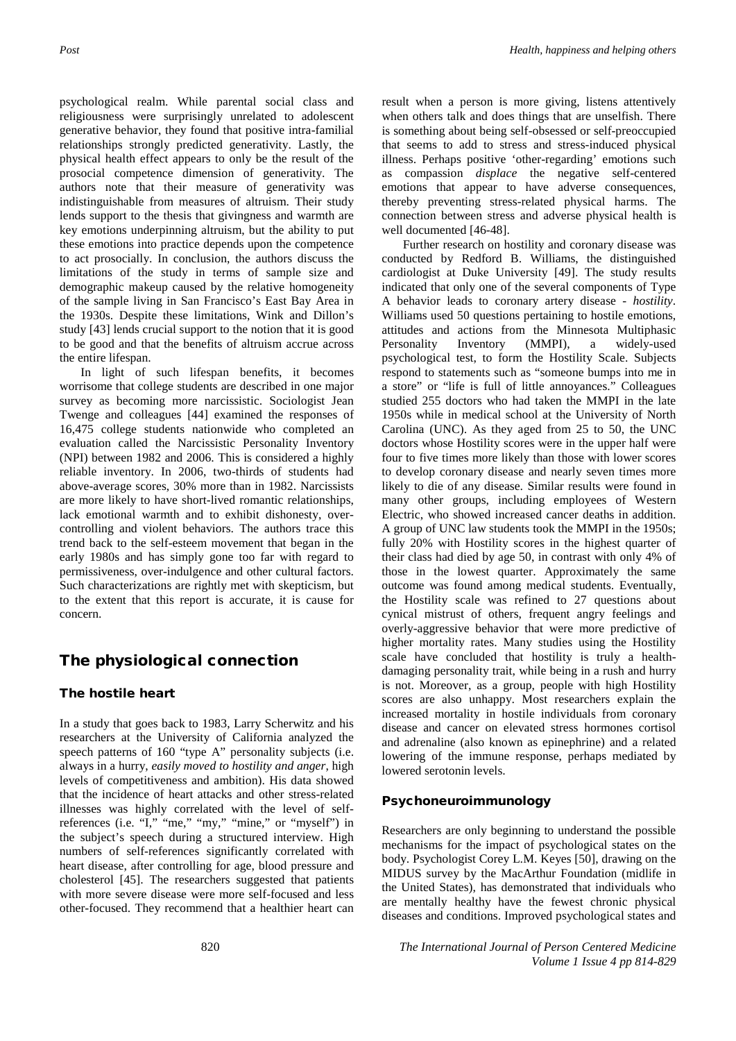psychological realm. While parental social class and religiousness were surprisingly unrelated to adolescent generative behavior, they found that positive intra-familial relationships strongly predicted generativity. Lastly, the physical health effect appears to only be the result of the prosocial competence dimension of generativity. The authors note that their measure of generativity was indistinguishable from measures of altruism. Their study lends support to the thesis that givingness and warmth are key emotions underpinning altruism, but the ability to put these emotions into practice depends upon the competence to act prosocially. In conclusion, the authors discuss the limitations of the study in terms of sample size and demographic makeup caused by the relative homogeneity of the sample living in San Francisco's East Bay Area in the 1930s. Despite these limitations, Wink and Dillon's study [43] lends crucial support to the notion that it is good to be good and that the benefits of altruism accrue across the entire lifespan.

In light of such lifespan benefits, it becomes worrisome that college students are described in one major survey as becoming more narcissistic. Sociologist Jean Twenge and colleagues [44] examined the responses of 16,475 college students nationwide who completed an evaluation called the Narcissistic Personality Inventory (NPI) between 1982 and 2006. This is considered a highly reliable inventory. In 2006, two-thirds of students had above-average scores, 30% more than in 1982. Narcissists are more likely to have short-lived romantic relationships, lack emotional warmth and to exhibit dishonesty, over-controlling and violent behaviors. The authors trace this trend back to the self-esteem movement that began in the early 1980s and has simply gone too far with regard to permissiveness, over-indulgence and other cultural factors. Such characterizations are rightly met with skepticism, but to the extent that this report is accurate, it is cause for concern.

## The physiological connection

### The hostile heart

In a study that goes back to 1983, Larry Scherwitz and his researchers at the University of California analyzed the speech patterns of 160 "type A" personality subjects (i.e. always in a hurry, *easily moved to hostility and anger*, high levels of competitiveness and ambition). His data showed that the incidence of heart attacks and other stress-related illnesses was highly correlated with the level of self-references (i.e. "I," "me," "my," "mine," or "myself") in the subject's speech during a structured interview. High numbers of self-references significantly correlated with heart disease, after controlling for age, blood pressure and cholesterol [45]. The researchers suggested that patients with more severe disease were more self-focused and less other-focused. They recommend that a healthier heart can result when a person is more giving, listens attentively when others talk and does things that are unselfish. There is something about being self-obsessed or self-preoccupied that seems to add to stress and stress-induced physical illness. Perhaps positive 'other-regarding' emotions such as compassion *displace* the negative self-centered emotions that appear to have adverse consequences, thereby preventing stress-related physical harms. The connection between stress and adverse physical health is well documented [46-48].

Further research on hostility and coronary disease was conducted by Redford B. Williams, the distinguished cardiologist at Duke University [49]. The study results indicated that only one of the several components of Type A behavior leads to coronary artery disease - *hostility*. Williams used 50 questions pertaining to hostile emotions, attitudes and actions from the Minnesota Multiphasic Personality Inventory (MMPI), a widely-used psychological test, to form the Hostility Scale. Subjects respond to statements such as "someone bumps into me in a store" or "life is full of little annoyances." Colleagues studied 255 doctors who had taken the MMPI in the late 1950s while in medical school at the University of North Carolina (UNC). As they aged from 25 to 50, the UNC doctors whose Hostility scores were in the upper half were four to five times more likely than those with lower scores to develop coronary disease and nearly seven times more likely to die of any disease. Similar results were found in many other groups, including employees of Western Electric, who showed increased cancer deaths in addition. A group of UNC law students took the MMPI in the 1950s; fully 20% with Hostility scores in the highest quarter of their class had died by age 50, in contrast with only 4% of those in the lowest quarter. Approximately the same outcome was found among medical students. Eventually, the Hostility scale was refined to 27 questions about cynical mistrust of others, frequent angry feelings and overly-aggressive behavior that were more predictive of higher mortality rates. Many studies using the Hostility scale have concluded that hostility is truly a health-damaging personality trait, while being in a rush and hurry is not. Moreover, as a group, people with high Hostility scores are also unhappy. Most researchers explain the increased mortality in hostile individuals from coronary disease and cancer on elevated stress hormones cortisol and adrenaline (also known as epinephrine) and a related lowering of the immune response, perhaps mediated by lowered serotonin levels.

### Psychoneuroimmunology

Researchers are only beginning to understand the possible mechanisms for the impact of psychological states on the body. Psychologist Corey L.M. Keyes [50], drawing on the MIDUS survey by the MacArthur Foundation (midlife in the United States), has demonstrated that individuals who are mentally healthy have the fewest chronic physical diseases and conditions. Improved psychological states and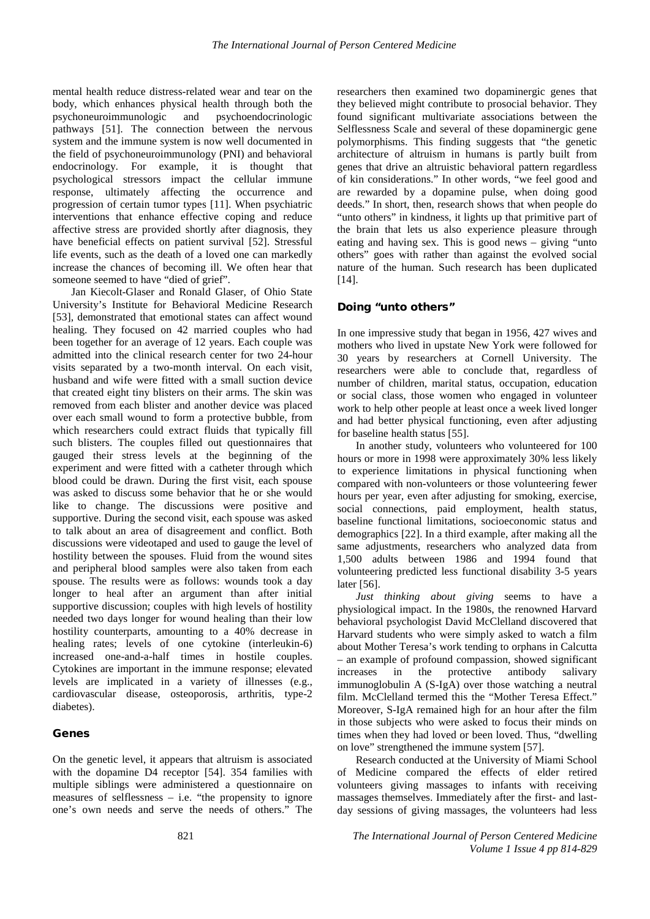mental health reduce distress-related wear and tear on the body, which enhances physical health through both the psychoneuroimmunologic and psychoendocrinologic pathways [51]. The connection between the nervous system and the immune system is now well documented in the field of psychoneuroimmunology (PNI) and behavioral endocrinology. For example, it is thought that psychological stressors impact the cellular immune response, ultimately affecting the occurrence and progression of certain tumor types [11]. When psychiatric interventions that enhance effective coping and reduce affective stress are provided shortly after diagnosis, they have beneficial effects on patient survival [52]. Stressful life events, such as the death of a loved one can markedly increase the chances of becoming ill. We often hear that someone seemed to have "died of grief".

Jan Kiecolt-Glaser and Ronald Glaser, of Ohio State University's Institute for Behavioral Medicine Research [53], demonstrated that emotional states can affect wound healing. They focused on 42 married couples who had been together for an average of 12 years. Each couple was admitted into the clinical research center for two 24-hour visits separated by a two-month interval. On each visit, husband and wife were fitted with a small suction device that created eight tiny blisters on their arms. The skin was removed from each blister and another device was placed over each small wound to form a protective bubble, from which researchers could extract fluids that typically fill such blisters. The couples filled out questionnaires that gauged their stress levels at the beginning of the experiment and were fitted with a catheter through which blood could be drawn. During the first visit, each spouse was asked to discuss some behavior that he or she would like to change. The discussions were positive and supportive. During the second visit, each spouse was asked to talk about an area of disagreement and conflict. Both discussions were videotaped and used to gauge the level of hostility between the spouses. Fluid from the wound sites and peripheral blood samples were also taken from each spouse. The results were as follows: wounds took a day longer to heal after an argument than after initial supportive discussion; couples with high levels of hostility needed two days longer for wound healing than their low hostility counterparts, amounting to a 40% decrease in healing rates; levels of one cytokine (interleukin-6) increased one-and-a-half times in hostile couples. Cytokines are important in the immune response; elevated levels are implicated in a variety of illnesses (e.g., cardiovascular disease, osteoporosis, arthritis, type-2 diabetes).

## Genes

On the genetic level, it appears that altruism is associated with the dopamine D4 receptor [54]. 354 families with multiple siblings were administered a questionnaire on measures of selflessness – i.e. "the propensity to ignore one's own needs and serve the needs of others." The researchers then examined two dopaminergic genes that they believed might contribute to prosocial behavior. They found significant multivariate associations between the Selflessness Scale and several of these dopaminergic gene polymorphisms. This finding suggests that "the genetic architecture of altruism in humans is partly built from genes that drive an altruistic behavioral pattern regardless of kin considerations." In other words, "we feel good and are rewarded by a dopamine pulse, when doing good deeds." In short, then, research shows that when people do "unto others" in kindness, it lights up that primitive part of the brain that lets us also experience pleasure through eating and having sex. This is good news – giving "unto others" goes with rather than against the evolved social nature of the human. Such research has been duplicated [14].

## Doing "unto others"

In one impressive study that began in 1956, 427 wives and mothers who lived in upstate New York were followed for 30 years by researchers at Cornell University. The researchers were able to conclude that, regardless of number of children, marital status, occupation, education or social class, those women who engaged in volunteer work to help other people at least once a week lived longer and had better physical functioning, even after adjusting for baseline health status [55].

In another study, volunteers who volunteered for 100 hours or more in 1998 were approximately 30% less likely to experience limitations in physical functioning when compared with non-volunteers or those volunteering fewer hours per year, even after adjusting for smoking, exercise, social connections, paid employment, health status, baseline functional limitations, socioeconomic status and demographics [22]. In a third example, after making all the same adjustments, researchers who analyzed data from 1,500 adults between 1986 and 1994 found that volunteering predicted less functional disability 3-5 years later [56].

*Just thinking about giving* seems to have a physiological impact. In the 1980s, the renowned Harvard behavioral psychologist David McClelland discovered that Harvard students who were simply asked to watch a film about Mother Teresa's work tending to orphans in Calcutta – an example of profound compassion, showed significant increases in the protective antibody salivary immunoglobulin A (S-IgA) over those watching a neutral film. McClelland termed this the "Mother Teresa Effect." Moreover, S-IgA remained high for an hour after the film in those subjects who were asked to focus their minds on times when they had loved or been loved. Thus, "dwelling on love" strengthened the immune system [57].

Research conducted at the University of Miami School of Medicine compared the effects of elder retired volunteers giving massages to infants with receiving massages themselves. Immediately after the first- and last-day sessions of giving massages, the volunteers had less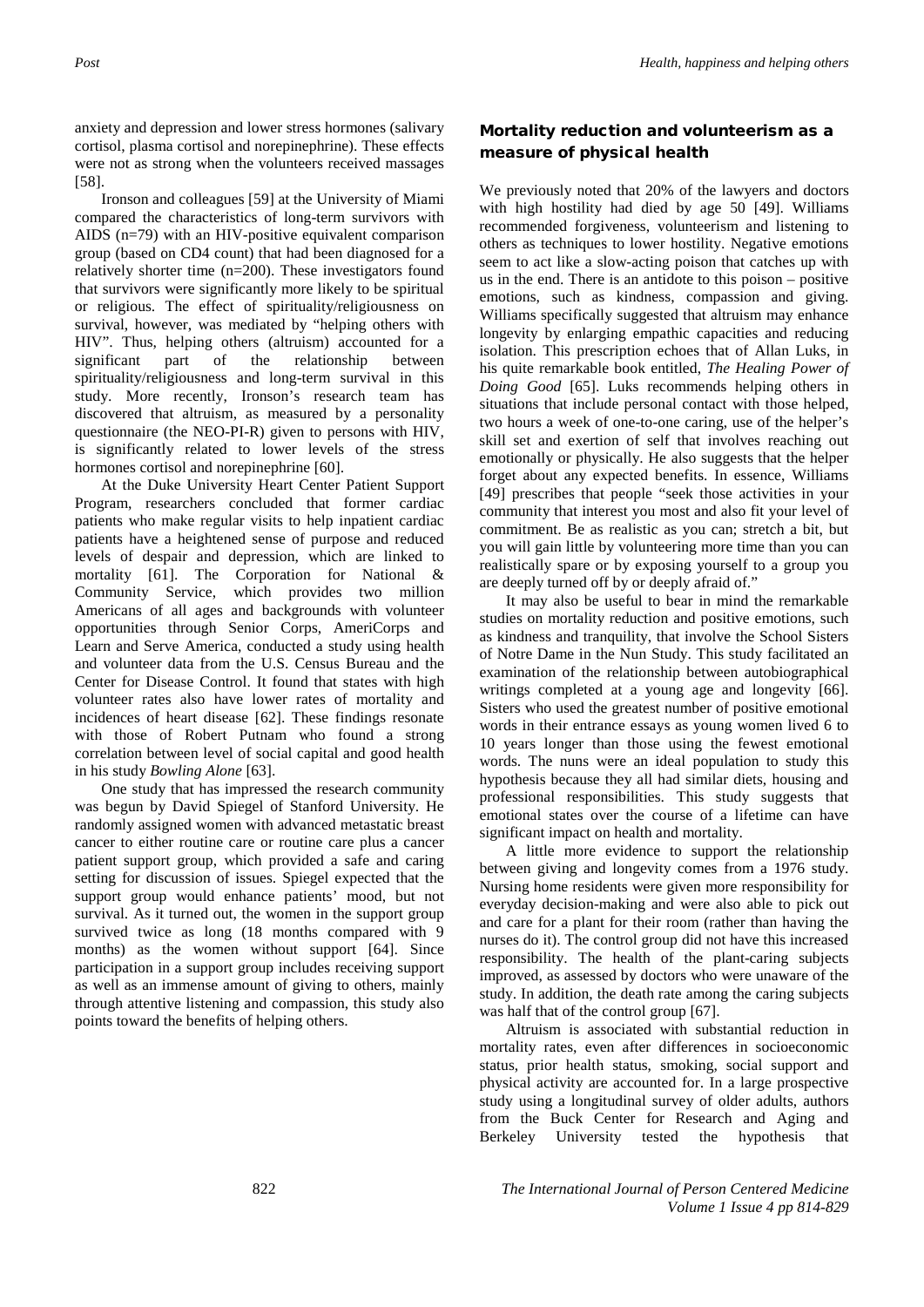anxiety and depression and lower stress hormones (salivary cortisol, plasma cortisol and norepinephrine). These effects were not as strong when the volunteers received massages [58].

Ironson and colleagues [59] at the University of Miami compared the characteristics of long-term survivors with AIDS (n=79) with an HIV-positive equivalent comparison group (based on CD4 count) that had been diagnosed for a relatively shorter time (n=200). These investigators found that survivors were significantly more likely to be spiritual or religious. The effect of spirituality/religiousness on survival, however, was mediated by "helping others with HIV". Thus, helping others (altruism) accounted for a significant part of the relationship between spirituality/religiousness and long-term survival in this study. More recently, Ironson's research team has discovered that altruism, as measured by a personality questionnaire (the NEO-PI-R) given to persons with HIV, is significantly related to lower levels of the stress hormones cortisol and norepinephrine [60].

At the Duke University Heart Center Patient Support Program, researchers concluded that former cardiac patients who make regular visits to help inpatient cardiac patients have a heightened sense of purpose and reduced levels of despair and depression, which are linked to mortality [61]. The Corporation for National & Community Service, which provides two million Americans of all ages and backgrounds with volunteer opportunities through Senior Corps, AmeriCorps and Learn and Serve America, conducted a study using health and volunteer data from the U.S. Census Bureau and the Center for Disease Control. It found that states with high volunteer rates also have lower rates of mortality and incidences of heart disease [62]. These findings resonate with those of Robert Putnam who found a strong correlation between level of social capital and good health in his study *Bowling Alone* [63].

One study that has impressed the research community was begun by David Spiegel of Stanford University. He randomly assigned women with advanced metastatic breast cancer to either routine care or routine care plus a cancer patient support group, which provided a safe and caring setting for discussion of issues. Spiegel expected that the support group would enhance patients' mood, but not survival. As it turned out, the women in the support group survived twice as long (18 months compared with 9 months) as the women without support [64]. Since participation in a support group includes receiving support as well as an immense amount of giving to others, mainly through attentive listening and compassion, this study also points toward the benefits of helping others.

## Mortality reduction and volunteerism as a measure of physical health

We previously noted that 20% of the lawyers and doctors with high hostility had died by age 50 [49]. Williams recommended forgiveness, volunteerism and listening to others as techniques to lower hostility. Negative emotions seem to act like a slow-acting poison that catches up with us in the end. There is an antidote to this poison – positive emotions, such as kindness, compassion and giving. Williams specifically suggested that altruism may enhance longevity by enlarging empathic capacities and reducing isolation. This prescription echoes that of Allan Luks, in his quite remarkable book entitled, *The Healing Power of Doing Good* [65]. Luks recommends helping others in situations that include personal contact with those helped, two hours a week of one-to-one caring, use of the helper's skill set and exertion of self that involves reaching out emotionally or physically. He also suggests that the helper forget about any expected benefits. In essence, Williams [49] prescribes that people "seek those activities in your community that interest you most and also fit your level of commitment. Be as realistic as you can; stretch a bit, but you will gain little by volunteering more time than you can realistically spare or by exposing yourself to a group you are deeply turned off by or deeply afraid of."

It may also be useful to bear in mind the remarkable studies on mortality reduction and positive emotions, such as kindness and tranquility, that involve the School Sisters of Notre Dame in the Nun Study. This study facilitated an examination of the relationship between autobiographical writings completed at a young age and longevity [66]. Sisters who used the greatest number of positive emotional words in their entrance essays as young women lived 6 to 10 years longer than those using the fewest emotional words. The nuns were an ideal population to study this hypothesis because they all had similar diets, housing and professional responsibilities. This study suggests that emotional states over the course of a lifetime can have significant impact on health and mortality.

A little more evidence to support the relationship between giving and longevity comes from a 1976 study. Nursing home residents were given more responsibility for everyday decision-making and were also able to pick out and care for a plant for their room (rather than having the nurses do it). The control group did not have this increased responsibility. The health of the plant-caring subjects improved, as assessed by doctors who were unaware of the study. In addition, the death rate among the caring subjects was half that of the control group [67].

Altruism is associated with substantial reduction in mortality rates, even after differences in socioeconomic status, prior health status, smoking, social support and physical activity are accounted for. In a large prospective study using a longitudinal survey of older adults, authors from the Buck Center for Research and Aging and Berkeley University tested the hypothesis that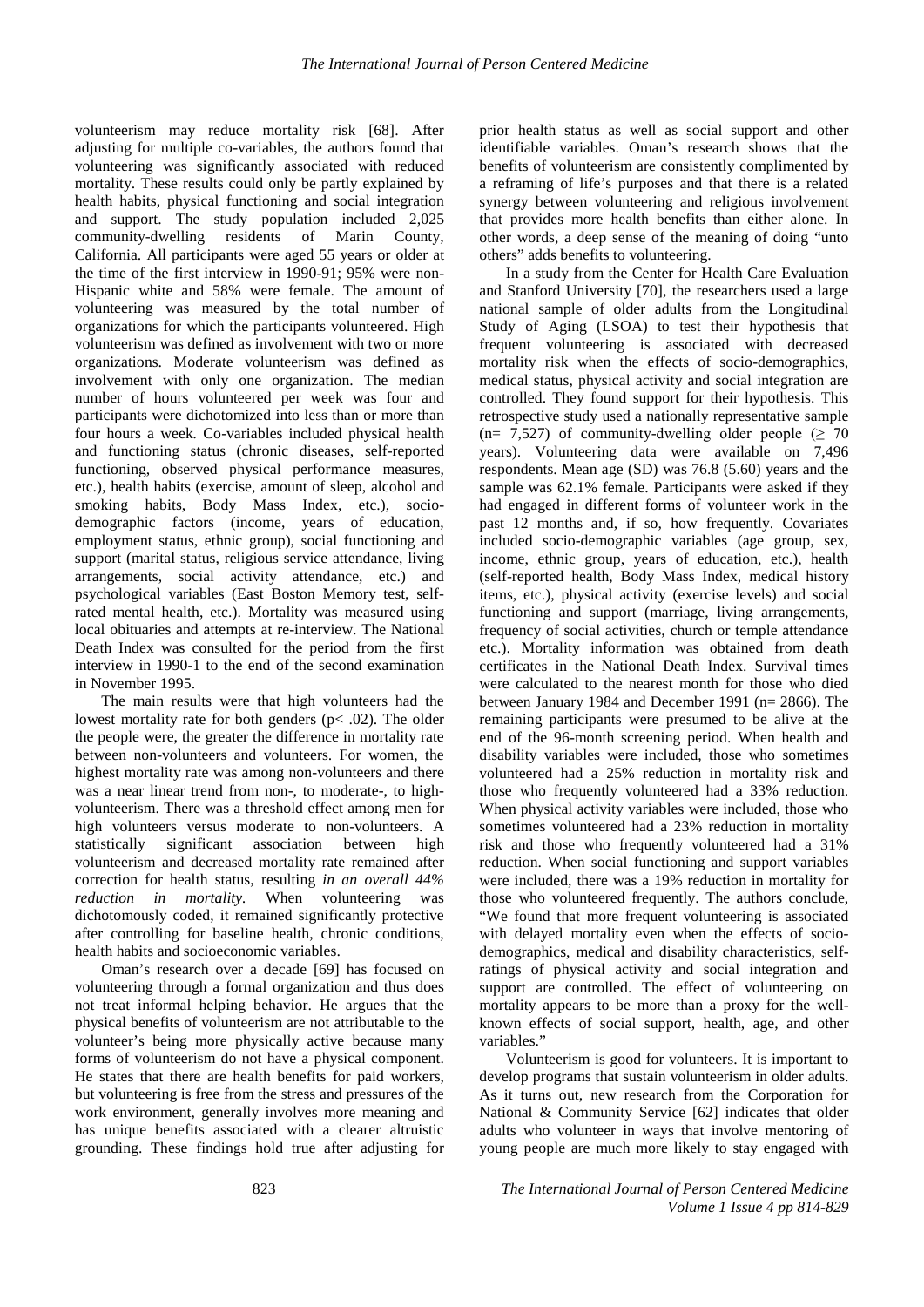volunteerism may reduce mortality risk [68]. After adjusting for multiple co-variables, the authors found that volunteering was significantly associated with reduced mortality. These results could only be partly explained by health habits, physical functioning and social integration and support. The study population included 2,025 community-dwelling residents of Marin County, California. All participants were aged 55 years or older at the time of the first interview in 1990-91; 95% were non-Hispanic white and 58% were female. The amount of volunteering was measured by the total number of organizations for which the participants volunteered. High volunteerism was defined as involvement with two or more organizations. Moderate volunteerism was defined as involvement with only one organization. The median number of hours volunteered per week was four and participants were dichotomized into less than or more than four hours a week. Co-variables included physical health and functioning status (chronic diseases, self-reported functioning, observed physical performance measures, etc.), health habits (exercise, amount of sleep, alcohol and smoking habits, Body Mass Index, etc.), socio-demographic factors (income, years of education, employment status, ethnic group), social functioning and support (marital status, religious service attendance, living arrangements, social activity attendance, etc.) and psychological variables (East Boston Memory test, self-rated mental health, etc.). Mortality was measured using local obituaries and attempts at re-interview. The National Death Index was consulted for the period from the first interview in 1990-1 to the end of the second examination in November 1995.

The main results were that high volunteers had the lowest mortality rate for both genders ($p < .02$). The older the people were, the greater the difference in mortality rate between non-volunteers and volunteers. For women, the highest mortality rate was among non-volunteers and there was a near linear trend from non-, to moderate-, to high-volunteerism. There was a threshold effect among men for high volunteers versus moderate to non-volunteers. A statistically significant association between high volunteerism and decreased mortality rate remained after correction for health status, resulting *in an overall 44% reduction in mortality*. When volunteering was dichotomously coded, it remained significantly protective after controlling for baseline health, chronic conditions, health habits and socioeconomic variables.

Oman's research over a decade [69] has focused on volunteering through a formal organization and thus does not treat informal helping behavior. He argues that the physical benefits of volunteerism are not attributable to the volunteer's being more physically active because many forms of volunteerism do not have a physical component. He states that there are health benefits for paid workers, but volunteering is free from the stress and pressures of the work environment, generally involves more meaning and has unique benefits associated with a clearer altruistic grounding. These findings hold true after adjusting for prior health status as well as social support and other identifiable variables. Oman's research shows that the benefits of volunteerism are consistently complimented by a reframing of life's purposes and that there is a related synergy between volunteering and religious involvement that provides more health benefits than either alone. In other words, a deep sense of the meaning of doing "unto others" adds benefits to volunteering.

In a study from the Center for Health Care Evaluation and Stanford University [70], the researchers used a large national sample of older adults from the Longitudinal Study of Aging (LSOA) to test their hypothesis that frequent volunteering is associated with decreased mortality risk when the effects of socio-demographics, medical status, physical activity and social integration are controlled. They found support for their hypothesis. This retrospective study used a nationally representative sample ($n = 7,527$) of community-dwelling older people ($\geq 70$ years). Volunteering data were available on 7,496 respondents. Mean age (SD) was 76.8 (5.60) years and the sample was 62.1% female. Participants were asked if they had engaged in different forms of volunteer work in the past 12 months and, if so, how frequently. Covariates included socio-demographic variables (age group, sex, income, ethnic group, years of education, etc.), health (self-reported health, Body Mass Index, medical history items, etc.), physical activity (exercise levels) and social functioning and support (marriage, living arrangements, frequency of social activities, church or temple attendance etc.). Mortality information was obtained from death certificates in the National Death Index. Survival times were calculated to the nearest month for those who died between January 1984 and December 1991 ($n = 2866$). The remaining participants were presumed to be alive at the end of the 96-month screening period. When health and disability variables were included, those who sometimes volunteered had a 25% reduction in mortality risk and those who frequently volunteered had a 33% reduction. When physical activity variables were included, those who sometimes volunteered had a 23% reduction in mortality risk and those who frequently volunteered had a 31% reduction. When social functioning and support variables were included, there was a 19% reduction in mortality for those who volunteered frequently. The authors conclude, "We found that more frequent volunteering is associated with delayed mortality even when the effects of socio-demographics, medical and disability characteristics, self-ratings of physical activity and social integration and support are controlled. The effect of volunteering on mortality appears to be more than a proxy for the well-known effects of social support, health, age, and other variables."

Volunteerism is good for volunteers. It is important to develop programs that sustain volunteerism in older adults. As it turns out, new research from the Corporation for National & Community Service [62] indicates that older adults who volunteer in ways that involve mentoring of young people are much more likely to stay engaged with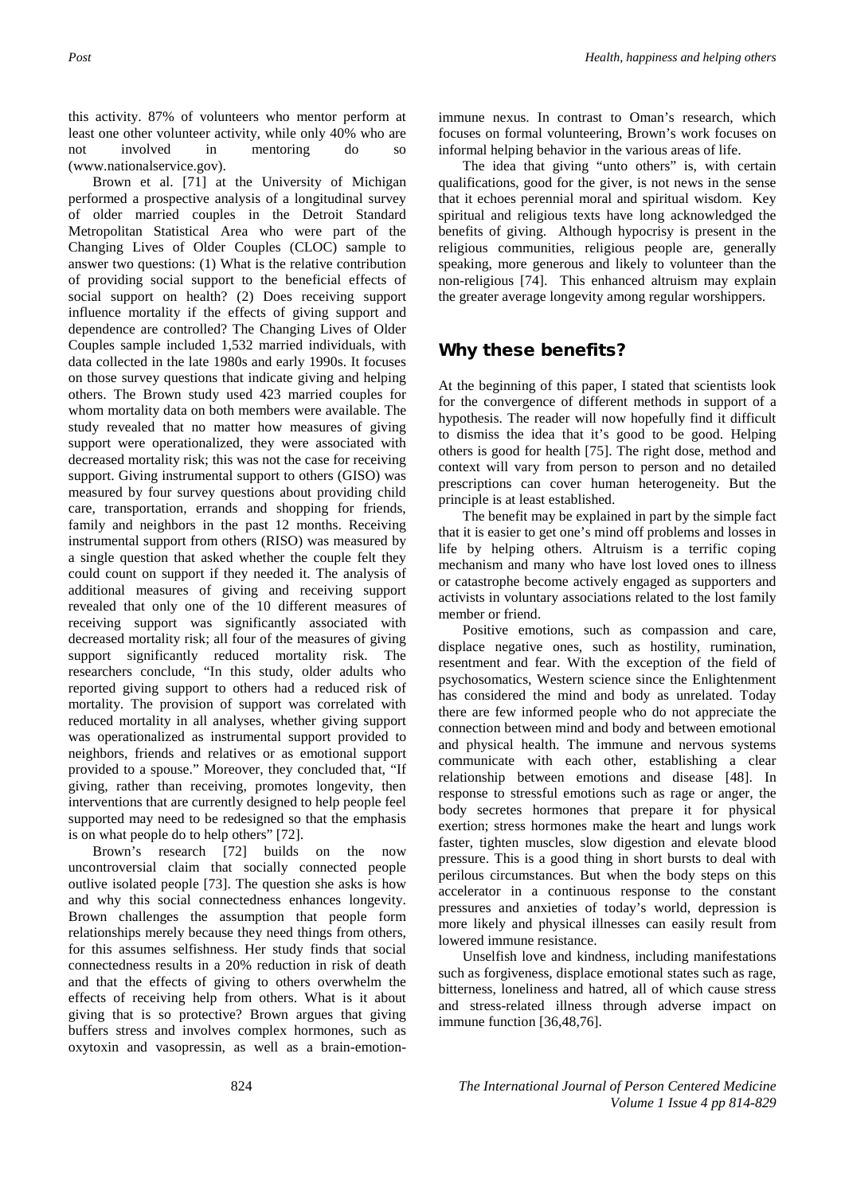this activity. 87% of volunteers who mentor perform at least one other volunteer activity, while only 40% who are not involved in mentoring do so (www.nationalservice.gov).

Brown et al. [71] at the University of Michigan performed a prospective analysis of a longitudinal survey of older married couples in the Detroit Standard Metropolitan Statistical Area who were part of the Changing Lives of Older Couples (CLOC) sample to answer two questions: (1) What is the relative contribution of providing social support to the beneficial effects of social support on health? (2) Does receiving support influence mortality if the effects of giving support and dependence are controlled? The Changing Lives of Older Couples sample included 1,532 married individuals, with data collected in the late 1980s and early 1990s. It focuses on those survey questions that indicate giving and helping others. The Brown study used 423 married couples for whom mortality data on both members were available. The study revealed that no matter how measures of giving support were operationalized, they were associated with decreased mortality risk; this was not the case for receiving support. Giving instrumental support to others (GISO) was measured by four survey questions about providing child care, transportation, errands and shopping for friends, family and neighbors in the past 12 months. Receiving instrumental support from others (RISO) was measured by a single question that asked whether the couple felt they could count on support if they needed it. The analysis of additional measures of giving and receiving support revealed that only one of the 10 different measures of receiving support was significantly associated with decreased mortality risk; all four of the measures of giving support significantly reduced mortality risk. The researchers conclude, "In this study, older adults who reported giving support to others had a reduced risk of mortality. The provision of support was correlated with reduced mortality in all analyses, whether giving support was operationalized as instrumental support provided to neighbors, friends and relatives or as emotional support provided to a spouse." Moreover, they concluded that, "If giving, rather than receiving, promotes longevity, then interventions that are currently designed to help people feel supported may need to be redesigned so that the emphasis is on what people do to help others" [72].

Brown's research [72] builds on the now uncontroversial claim that socially connected people outlive isolated people [73]. The question she asks is how and why this social connectedness enhances longevity. Brown challenges the assumption that people form relationships merely because they need things from others, for this assumes selfishness. Her study finds that social connectedness results in a 20% reduction in risk of death and that the effects of giving to others overwhelm the effects of receiving help from others. What is it about giving that is so protective? Brown argues that giving buffers stress and involves complex hormones, such as oxytoxin and vasopressin, as well as a brain-emotion-immune nexus. In contrast to Oman's research, which focuses on formal volunteering, Brown's work focuses on informal helping behavior in the various areas of life.

The idea that giving "unto others" is, with certain qualifications, good for the giver, is not news in the sense that it echoes perennial moral and spiritual wisdom. Key spiritual and religious texts have long acknowledged the benefits of giving. Although hypocrisy is present in the religious communities, religious people are, generally speaking, more generous and likely to volunteer than the non-religious [74]. This enhanced altruism may explain the greater average longevity among regular worshippers.

## Why these benefits?

At the beginning of this paper, I stated that scientists look for the convergence of different methods in support of a hypothesis. The reader will now hopefully find it difficult to dismiss the idea that it's good to be good. Helping others is good for health [75]. The right dose, method and context will vary from person to person and no detailed prescriptions can cover human heterogeneity. But the principle is at least established.

The benefit may be explained in part by the simple fact that it is easier to get one's mind off problems and losses in life by helping others. Altruism is a terrific coping mechanism and many who have lost loved ones to illness or catastrophe become actively engaged as supporters and activists in voluntary associations related to the lost family member or friend.

Positive emotions, such as compassion and care, displace negative ones, such as hostility, rumination, resentment and fear. With the exception of the field of psychosomatics, Western science since the Enlightenment has considered the mind and body as unrelated. Today there are few informed people who do not appreciate the connection between mind and body and between emotional and physical health. The immune and nervous systems communicate with each other, establishing a clear relationship between emotions and disease [48]. In response to stressful emotions such as rage or anger, the body secretes hormones that prepare it for physical exertion; stress hormones make the heart and lungs work faster, tighten muscles, slow digestion and elevate blood pressure. This is a good thing in short bursts to deal with perilous circumstances. But when the body steps on this accelerator in a continuous response to the constant pressures and anxieties of today's world, depression is more likely and physical illnesses can easily result from lowered immune resistance.

Unselfish love and kindness, including manifestations such as forgiveness, displace emotional states such as rage, bitterness, loneliness and hatred, all of which cause stress and stress-related illness through adverse impact on immune function [36,48,76].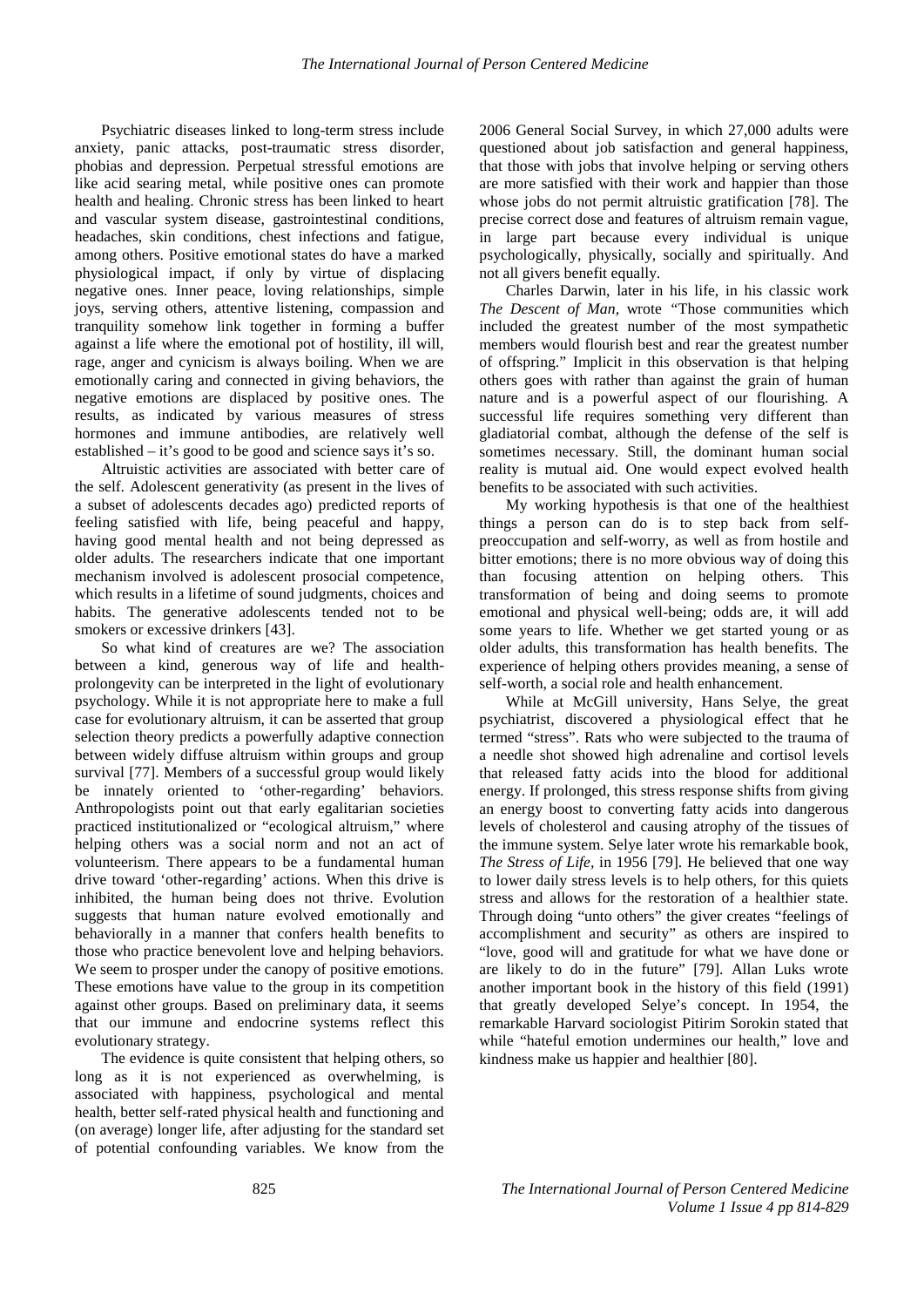Psychiatric diseases linked to long-term stress include anxiety, panic attacks, post-traumatic stress disorder, phobias and depression. Perpetual stressful emotions are like acid searing metal, while positive ones can promote health and healing. Chronic stress has been linked to heart and vascular system disease, gastrointestinal conditions, headaches, skin conditions, chest infections and fatigue, among others. Positive emotional states do have a marked physiological impact, if only by virtue of displacing negative ones. Inner peace, loving relationships, simple joys, serving others, attentive listening, compassion and tranquility somehow link together in forming a buffer against a life where the emotional pot of hostility, ill will, rage, anger and cynicism is always boiling. When we are emotionally caring and connected in giving behaviors, the negative emotions are displaced by positive ones. The results, as indicated by various measures of stress hormones and immune antibodies, are relatively well established – it's good to be good and science says it's so.

Altruistic activities are associated with better care of the self. Adolescent generativity (as present in the lives of a subset of adolescents decades ago) predicted reports of feeling satisfied with life, being peaceful and happy, having good mental health and not being depressed as older adults. The researchers indicate that one important mechanism involved is adolescent prosocial competence, which results in a lifetime of sound judgments, choices and habits. The generative adolescents tended not to be smokers or excessive drinkers [43].

So what kind of creatures are we? The association between a kind, generous way of life and health-prolongevity can be interpreted in the light of evolutionary psychology. While it is not appropriate here to make a full case for evolutionary altruism, it can be asserted that group selection theory predicts a powerfully adaptive connection between widely diffuse altruism within groups and group survival [77]. Members of a successful group would likely be innately oriented to 'other-regarding' behaviors. Anthropologists point out that early egalitarian societies practiced institutionalized or "ecological altruism," where helping others was a social norm and not an act of volunteerism. There appears to be a fundamental human drive toward 'other-regarding' actions. When this drive is inhibited, the human being does not thrive. Evolution suggests that human nature evolved emotionally and behaviorally in a manner that confers health benefits to those who practice benevolent love and helping behaviors. We seem to prosper under the canopy of positive emotions. These emotions have value to the group in its competition against other groups. Based on preliminary data, it seems that our immune and endocrine systems reflect this evolutionary strategy.

The evidence is quite consistent that helping others, so long as it is not experienced as overwhelming, is associated with happiness, psychological and mental health, better self-rated physical health and functioning and (on average) longer life, after adjusting for the standard set of potential confounding variables. We know from the 2006 General Social Survey, in which 27,000 adults were questioned about job satisfaction and general happiness, that those with jobs that involve helping or serving others are more satisfied with their work and happier than those whose jobs do not permit altruistic gratification [78]. The precise correct dose and features of altruism remain vague, in large part because every individual is unique psychologically, physically, socially and spiritually. And not all givers benefit equally.

Charles Darwin, later in his life, in his classic work *The Descent of Man,* wrote "Those communities which included the greatest number of the most sympathetic members would flourish best and rear the greatest number of offspring." Implicit in this observation is that helping others goes with rather than against the grain of human nature and is a powerful aspect of our flourishing. A successful life requires something very different than gladiatorial combat, although the defense of the self is sometimes necessary. Still, the dominant human social reality is mutual aid. One would expect evolved health benefits to be associated with such activities.

My working hypothesis is that one of the healthiest things a person can do is to step back from self-preoccupation and self-worry, as well as from hostile and bitter emotions; there is no more obvious way of doing this than focusing attention on helping others. This transformation of being and doing seems to promote emotional and physical well-being; odds are, it will add some years to life. Whether we get started young or as older adults, this transformation has health benefits. The experience of helping others provides meaning, a sense of self-worth, a social role and health enhancement.

While at McGill university, Hans Selye, the great psychiatrist, discovered a physiological effect that he termed "stress". Rats who were subjected to the trauma of a needle shot showed high adrenaline and cortisol levels that released fatty acids into the blood for additional energy. If prolonged, this stress response shifts from giving an energy boost to converting fatty acids into dangerous levels of cholesterol and causing atrophy of the tissues of the immune system. Selye later wrote his remarkable book, *The Stress of Life,* in 1956 [79]. He believed that one way to lower daily stress levels is to help others, for this quiets stress and allows for the restoration of a healthier state. Through doing "unto others" the giver creates "feelings of accomplishment and security" as others are inspired to "love, good will and gratitude for what we have done or are likely to do in the future" [79]. Allan Luks wrote another important book in the history of this field (1991) that greatly developed Selye's concept. In 1954, the remarkable Harvard sociologist Pitirim Sorokin stated that while "hateful emotion undermines our health," love and kindness make us happier and healthier [80].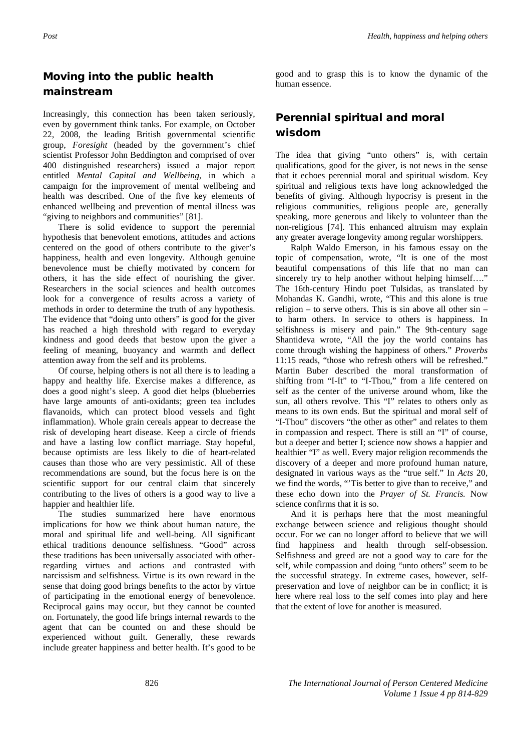## Moving into the public health mainstream

Increasingly, this connection has been taken seriously, even by government think tanks. For example, on October 22, 2008, the leading British governmental scientific group, *Foresight* (headed by the government's chief scientist Professor John Beddington and comprised of over 400 distinguished researchers) issued a major report entitled *Mental Capital and Wellbeing,* in which a campaign for the improvement of mental wellbeing and health was described. One of the five key elements of enhanced wellbeing and prevention of mental illness was "giving to neighbors and communities" [81].

There is solid evidence to support the perennial hypothesis that benevolent emotions, attitudes and actions centered on the good of others contribute to the giver's happiness, health and even longevity. Although genuine benevolence must be chiefly motivated by concern for others, it has the side effect of nourishing the giver. Researchers in the social sciences and health outcomes look for a convergence of results across a variety of methods in order to determine the truth of any hypothesis. The evidence that "doing unto others" is good for the giver has reached a high threshold with regard to everyday kindness and good deeds that bestow upon the giver a feeling of meaning, buoyancy and warmth and deflect attention away from the self and its problems.

Of course, helping others is not all there is to leading a happy and healthy life. Exercise makes a difference, as does a good night's sleep. A good diet helps (blueberries have large amounts of anti-oxidants; green tea includes flavanoids, which can protect blood vessels and fight inflammation). Whole grain cereals appear to decrease the risk of developing heart disease. Keep a circle of friends and have a lasting low conflict marriage. Stay hopeful, because optimists are less likely to die of heart-related causes than those who are very pessimistic. All of these recommendations are sound, but the focus here is on the scientific support for our central claim that sincerely contributing to the lives of others is a good way to live a happier and healthier life.

The studies summarized here have enormous implications for how we think about human nature, the moral and spiritual life and well-being. All significant ethical traditions denounce selfishness. "Good" across these traditions has been universally associated with other-regarding virtues and actions and contrasted with narcissism and selfishness. Virtue is its own reward in the sense that doing good brings benefits to the actor by virtue of participating in the emotional energy of benevolence. Reciprocal gains may occur, but they cannot be counted on. Fortunately, the good life brings internal rewards to the agent that can be counted on and these should be experienced without guilt. Generally, these rewards include greater happiness and better health. It's good to be good and to grasp this is to know the dynamic of the human essence.

## Perennial spiritual and moral wisdom

The idea that giving "unto others" is, with certain qualifications, good for the giver, is not news in the sense that it echoes perennial moral and spiritual wisdom. Key spiritual and religious texts have long acknowledged the benefits of giving. Although hypocrisy is present in the religious communities, religious people are, generally speaking, more generous and likely to volunteer than the non-religious [74]. This enhanced altruism may explain any greater average longevity among regular worshippers.

Ralph Waldo Emerson, in his famous essay on the topic of compensation, wrote, "It is one of the most beautiful compensations of this life that no man can sincerely try to help another without helping himself…." The 16th-century Hindu poet Tulsidas, as translated by Mohandas K. Gandhi, wrote, "This and this alone is true religion – to serve others. This is sin above all other sin – to harm others. In service to others is happiness. In selfishness is misery and pain." The 9th-century sage Shantideva wrote, "All the joy the world contains has come through wishing the happiness of others." *Proverbs* 11:15 reads, "those who refresh others will be refreshed." Martin Buber described the moral transformation of shifting from "I-It" to "I-Thou," from a life centered on self as the center of the universe around whom, like the sun, all others revolve. This "I" relates to others only as means to its own ends. But the spiritual and moral self of "I-Thou" discovers "the other as other" and relates to them in compassion and respect. There is still an "I" of course, but a deeper and better I; science now shows a happier and healthier "I" as well. Every major religion recommends the discovery of a deeper and more profound human nature, designated in various ways as the "true self." In *Acts* 20, we find the words, "'Tis better to give than to receive," and these echo down into the *Prayer of St. Francis.* Now science confirms that it is so.

And it is perhaps here that the most meaningful exchange between science and religious thought should occur. For we can no longer afford to believe that we will find happiness and health through self-obsession. Selfishness and greed are not a good way to care for the self, while compassion and doing "unto others" seem to be the successful strategy. In extreme cases, however, self-preservation and love of neighbor can be in conflict; it is here where real loss to the self comes into play and here that the extent of love for another is measured.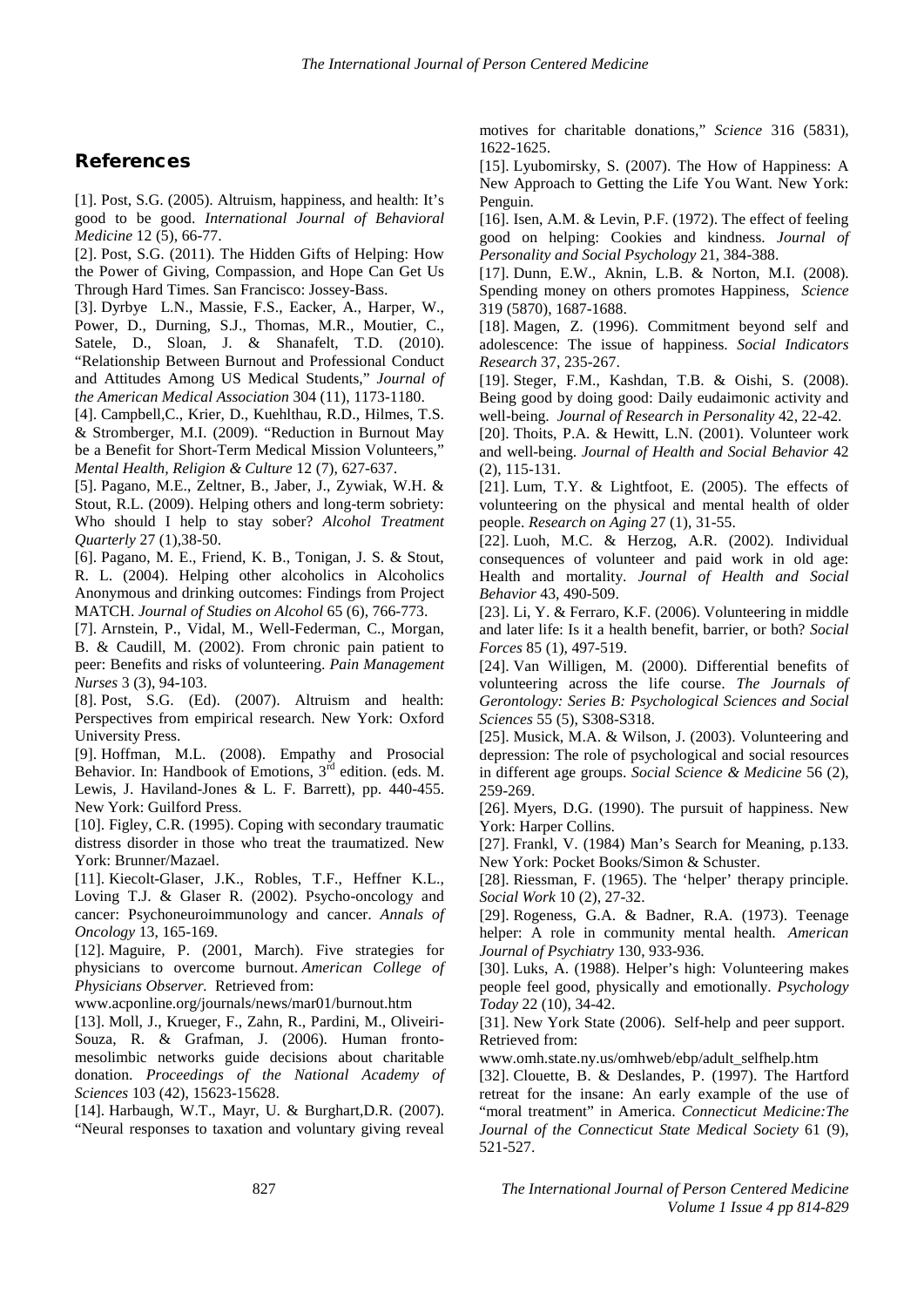## References

[1]. Post, S.G. (2005). Altruism, happiness, and health: It's good to be good. *International Journal of Behavioral Medicine* 12 (5), 66-77.

[2]. Post, S.G. (2011). The Hidden Gifts of Helping: How the Power of Giving, Compassion, and Hope Can Get Us Through Hard Times. San Francisco: Jossey-Bass.

[3]. Dyrbye L.N., Massie, F.S., Eacker, A., Harper, W., Power, D., Durning, S.J., Thomas, M.R., Moutier, C., Satele, D., Sloan, J. & Shanafelt, T.D. (2010). "Relationship Between Burnout and Professional Conduct and Attitudes Among US Medical Students," *Journal of the American Medical Association* 304 (11), 1173-1180.

[4]. Campbell,C., Krier, D., Kuehlthau, R.D., Hilmes, T.S. & Stromberger, M.I. (2009). "Reduction in Burnout May be a Benefit for Short-Term Medical Mission Volunteers," *Mental Health, Religion & Culture* 12 (7), 627-637.

[5]. Pagano, M.E., Zeltner, B., Jaber, J., Zywiak, W.H. & Stout, R.L. (2009). Helping others and long-term sobriety: Who should I help to stay sober? *Alcohol Treatment Quarterly* 27 (1),38-50.

[6]. Pagano, M. E., Friend, K. B., Tonigan, J. S. & Stout, R. L. (2004). Helping other alcoholics in Alcoholics Anonymous and drinking outcomes: Findings from Project MATCH. *Journal of Studies on Alcohol* 65 (6), 766-773.

[7]. Arnstein, P., Vidal, M., Well-Federman, C., Morgan, B. & Caudill, M. (2002). From chronic pain patient to peer: Benefits and risks of volunteering. *Pain Management Nurses* 3 (3), 94-103.

[8]. Post, S.G. (Ed). (2007). Altruism and health: Perspectives from empirical research. New York: Oxford University Press.

[9]. Hoffman, M.L. (2008). Empathy and Prosocial Behavior. In: Handbook of Emotions, 3rd edition. (eds. M. Lewis, J. Haviland-Jones & L. F. Barrett), pp. 440-455. New York: Guilford Press.

[10]. Figley, C.R. (1995). Coping with secondary traumatic distress disorder in those who treat the traumatized. New York: Brunner/Mazael.

[11]. Kiecolt-Glaser, J.K., Robles, T.F., Heffner K.L., Loving T.J. & Glaser R. (2002). Psycho-oncology and cancer: Psychoneuroimmunology and cancer. *Annals of Oncology* 13, 165-169.

[12]. Maguire, P. (2001, March). Five strategies for physicians to overcome burnout. *American College of Physicians Observer.* Retrieved from: www.acponline.org/journals/news/mar01/burnout.htm

[13]. Moll, J., Krueger, F., Zahn, R., Pardini, M., Oliveiri-Souza, R. & Grafman, J. (2006). Human fronto-mesolimbic networks guide decisions about charitable donation. *Proceedings of the National Academy of Sciences* 103 (42), 15623-15628.

[14]. Harbaugh, W.T., Mayr, U. & Burghart,D.R. (2007). "Neural responses to taxation and voluntary giving reveal motives for charitable donations," *Science* 316 (5831), 1622-1625.

[15]. Lyubomirsky, S. (2007). The How of Happiness: A New Approach to Getting the Life You Want. New York: Penguin.

[16]. Isen, A.M. & Levin, P.F. (1972). The effect of feeling good on helping: Cookies and kindness. *Journal of Personality and Social Psychology* 21, 384-388.

[17]. Dunn, E.W., Aknin, L.B. & Norton, M.I. (2008). Spending money on others promotes Happiness, *Science* 319 (5870), 1687-1688.

[18]. Magen, Z. (1996). Commitment beyond self and adolescence: The issue of happiness. *Social Indicators Research* 37, 235-267.

[19]. Steger, F.M., Kashdan, T.B. & Oishi, S. (2008). Being good by doing good: Daily eudaimonic activity and well-being. *Journal of Research in Personality* 42, 22-42.

[20]. Thoits, P.A. & Hewitt, L.N. (2001). Volunteer work and well-being. *Journal of Health and Social Behavior* 42 (2), 115-131.

[21]. Lum, T.Y. & Lightfoot, E. (2005). The effects of volunteering on the physical and mental health of older people. *Research on Aging* 27 (1), 31-55.

[22]. Luoh, M.C. & Herzog, A.R. (2002). Individual consequences of volunteer and paid work in old age: Health and mortality. *Journal of Health and Social Behavior* 43, 490-509.

[23]. Li, Y. & Ferraro, K.F. (2006). Volunteering in middle and later life: Is it a health benefit, barrier, or both? *Social Forces* 85 (1), 497-519.

[24]. Van Willigen, M. (2000). Differential benefits of volunteering across the life course. *The Journals of Gerontology: Series B: Psychological Sciences and Social Sciences* 55 (5), S308-S318.

[25]. Musick, M.A. & Wilson, J. (2003). Volunteering and depression: The role of psychological and social resources in different age groups. *Social Science & Medicine* 56 (2), 259-269.

[26]. Myers, D.G. (1990). The pursuit of happiness. New York: Harper Collins.

[27]. Frankl, V. (1984) Man's Search for Meaning, p.133. New York: Pocket Books/Simon & Schuster.

[28]. Riessman, F. (1965). The 'helper' therapy principle. *Social Work* 10 (2), 27-32.

[29]. Rogeness, G.A. & Badner, R.A. (1973). Teenage helper: A role in community mental health. *American Journal of Psychiatry* 130, 933-936.

[30]. Luks, A. (1988). Helper's high: Volunteering makes people feel good, physically and emotionally. *Psychology Today* 22 (10), 34-42.

[31]. New York State (2006). Self-help and peer support. Retrieved from: www.omh.state.ny.us/omhweb/ebp/adult_selfhelp.htm

[32]. Clouette, B. & Deslandes, P. (1997). The Hartford retreat for the insane: An early example of the use of "moral treatment" in America. *Connecticut Medicine:The Journal of the Connecticut State Medical Society* 61 (9), 521-527.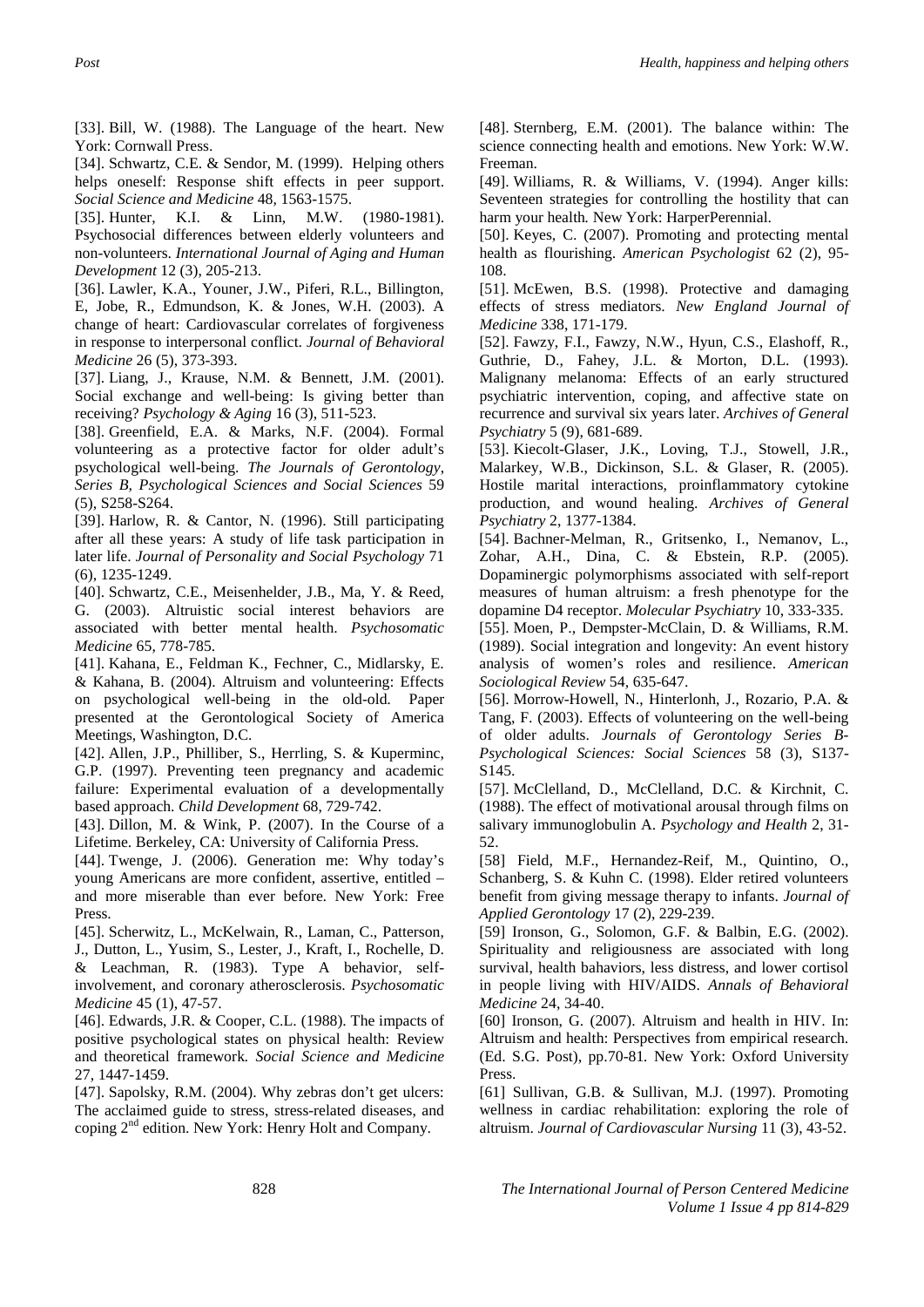[33]. Bill, W. (1988). The Language of the heart. New York: Cornwall Press.

[34]. Schwartz, C.E. & Sendor, M. (1999). Helping others helps oneself: Response shift effects in peer support. *Social Science and Medicine* 48, 1563-1575.

[35]. Hunter, K.I. & Linn, M.W. (1980-1981). Psychosocial differences between elderly volunteers and non-volunteers. *International Journal of Aging and Human Development* 12 (3), 205-213.

[36]. Lawler, K.A., Youner, J.W., Piferi, R.L., Billington, E, Jobe, R., Edmundson, K. & Jones, W.H. (2003). A change of heart: Cardiovascular correlates of forgiveness in response to interpersonal conflict. *Journal of Behavioral Medicine* 26 (5), 373-393.

[37]. Liang, J., Krause, N.M. & Bennett, J.M. (2001). Social exchange and well-being: Is giving better than receiving? *Psychology & Aging* 16 (3), 511-523.

[38]. Greenfield, E.A. & Marks, N.F. (2004). Formal volunteering as a protective factor for older adult's psychological well-being. *The Journals of Gerontology, Series B, Psychological Sciences and Social Sciences* 59 (5), S258-S264.

[39]. Harlow, R. & Cantor, N. (1996). Still participating after all these years: A study of life task participation in later life. *Journal of Personality and Social Psychology* 71 (6), 1235-1249.

[40]. Schwartz, C.E., Meisenhelder, J.B., Ma, Y. & Reed, G. (2003). Altruistic social interest behaviors are associated with better mental health. *Psychosomatic Medicine* 65, 778-785.

[41]. Kahana, E., Feldman K., Fechner, C., Midlarsky, E. & Kahana, B. (2004). Altruism and volunteering: Effects on psychological well-being in the old-old. Paper presented at the Gerontological Society of America Meetings, Washington, D.C.

[42]. Allen, J.P., Philliber, S., Herrling, S. & Kuperminc, G.P. (1997). Preventing teen pregnancy and academic failure: Experimental evaluation of a developmentally based approach. *Child Development* 68, 729-742.

[43]. Dillon, M. & Wink, P. (2007). In the Course of a Lifetime. Berkeley, CA: University of California Press.

[44]. Twenge, J. (2006). Generation me: Why today's young Americans are more confident, assertive, entitled – and more miserable than ever before. New York: Free Press.

[45]. Scherwitz, L., McKelwain, R., Laman, C., Patterson, J., Dutton, L., Yusim, S., Lester, J., Kraft, I., Rochelle, D. & Leachman, R. (1983). Type A behavior, self-involvement, and coronary atherosclerosis. *Psychosomatic Medicine* 45 (1), 47-57.

[46]. Edwards, J.R. & Cooper, C.L. (1988). The impacts of positive psychological states on physical health: Review and theoretical framework. *Social Science and Medicine* 27, 1447-1459.

[47]. Sapolsky, R.M. (2004). Why zebras don't get ulcers: The acclaimed guide to stress, stress-related diseases, and coping 2nd edition. New York: Henry Holt and Company.

[48]. Sternberg, E.M. (2001). The balance within: The science connecting health and emotions. New York: W.W. Freeman.

[49]. Williams, R. & Williams, V. (1994). Anger kills: Seventeen strategies for controlling the hostility that can harm your health. New York: HarperPerennial.

[50]. Keyes, C. (2007). Promoting and protecting mental health as flourishing. *American Psychologist* 62 (2), 95-108.

[51]. McEwen, B.S. (1998). Protective and damaging effects of stress mediators. *New England Journal of Medicine* 338, 171-179.

[52]. Fawzy, F.I., Fawzy, N.W., Hyun, C.S., Elashoff, R., Guthrie, D., Fahey, J.L. & Morton, D.L. (1993). Malignany melanoma: Effects of an early structured psychiatric intervention, coping, and affective state on recurrence and survival six years later. *Archives of General Psychiatry* 5 (9), 681-689.

[53]. Kiecolt-Glaser, J.K., Loving, T.J., Stowell, J.R., Malarkey, W.B., Dickinson, S.L. & Glaser, R. (2005). Hostile marital interactions, proinflammatory cytokine production, and wound healing. *Archives of General Psychiatry* 2, 1377-1384.

[54]. Bachner-Melman, R., Gritsenko, I., Nemanov, L., Zohar, A.H., Dina, C. & Ebstein, R.P. (2005). Dopaminergic polymorphisms associated with self-report measures of human altruism: a fresh phenotype for the dopamine D4 receptor. *Molecular Psychiatry* 10, 333-335.

[55]. Moen, P., Dempster-McClain, D. & Williams, R.M. (1989). Social integration and longevity: An event history analysis of women's roles and resilience. *American Sociological Review* 54, 635-647.

[56]. Morrow-Howell, N., Hinterlonh, J., Rozario, P.A. & Tang, F. (2003). Effects of volunteering on the well-being of older adults. *Journals of Gerontology Series B-Psychological Sciences: Social Sciences* 58 (3), S137-S145.

[57]. McClelland, D., McClelland, D.C. & Kirchnit, C. (1988). The effect of motivational arousal through films on salivary immunoglobulin A. *Psychology and Health* 2, 31-52.

[58] Field, M.F., Hernandez-Reif, M., Quintino, O., Schanberg, S. & Kuhn C. (1998). Elder retired volunteers benefit from giving message therapy to infants. *Journal of Applied Gerontology* 17 (2), 229-239.

[59] Ironson, G., Solomon, G.F. & Balbin, E.G. (2002). Spirituality and religiousness are associated with long survival, health bahaviors, less distress, and lower cortisol in people living with HIV/AIDS. *Annals of Behavioral Medicine* 24, 34-40.

[60] Ironson, G. (2007). Altruism and health in HIV. In: Altruism and health: Perspectives from empirical research. (Ed. S.G. Post), pp.70-81. New York: Oxford University Press.

[61] Sullivan, G.B. & Sullivan, M.J. (1997). Promoting wellness in cardiac rehabilitation: exploring the role of altruism. *Journal of Cardiovascular Nursing* 11 (3), 43-52.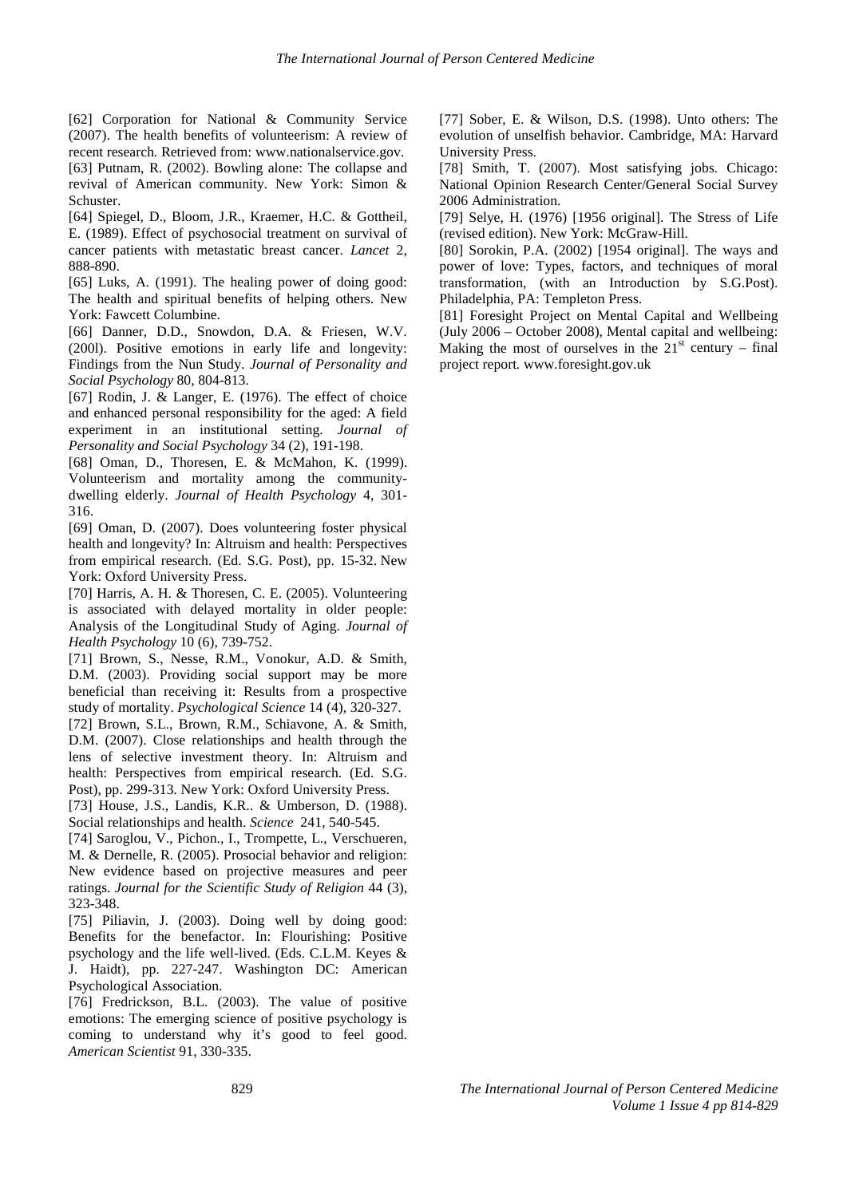[62] Corporation for National & Community Service (2007). The health benefits of volunteerism: A review of recent research. Retrieved from: www.nationalservice.gov.

[63] Putnam, R. (2002). Bowling alone: The collapse and revival of American community. New York: Simon & Schuster.

[64] Spiegel, D., Bloom, J.R., Kraemer, H.C. & Gottheil, E. (1989). Effect of psychosocial treatment on survival of cancer patients with metastatic breast cancer. *Lancet* 2, 888-890.

[65] Luks, A. (1991). The healing power of doing good: The health and spiritual benefits of helping others. New York: Fawcett Columbine.

[66] Danner, D.D., Snowdon, D.A. & Friesen, W.V. (200l). Positive emotions in early life and longevity: Findings from the Nun Study. *Journal of Personality and Social Psychology* 80, 804-813.

[67] Rodin, J. & Langer, E. (1976). The effect of choice and enhanced personal responsibility for the aged: A field experiment in an institutional setting. *Journal of Personality and Social Psychology* 34 (2), 191-198.

[68] Oman, D., Thoresen, E. & McMahon, K. (1999). Volunteerism and mortality among the community-dwelling elderly. *Journal of Health Psychology* 4, 301-316.

[69] Oman, D. (2007). Does volunteering foster physical health and longevity? In: Altruism and health: Perspectives from empirical research. (Ed. S.G. Post), pp. 15-32. New York: Oxford University Press.

[70] Harris, A. H. & Thoresen, C. E. (2005). Volunteering is associated with delayed mortality in older people: Analysis of the Longitudinal Study of Aging. *Journal of Health Psychology* 10 (6), 739-752.

[71] Brown, S., Nesse, R.M., Vonokur, A.D. & Smith, D.M. (2003). Providing social support may be more beneficial than receiving it: Results from a prospective study of mortality. *Psychological Science* 14 (4), 320-327.

[72] Brown, S.L., Brown, R.M., Schiavone, A. & Smith, D.M. (2007). Close relationships and health through the lens of selective investment theory. In: Altruism and health: Perspectives from empirical research. (Ed. S.G. Post), pp. 299-313. New York: Oxford University Press.

[73] House, J.S., Landis, K.R.. & Umberson, D. (1988). Social relationships and health. *Science* 241, 540-545.

[74] Saroglou, V., Pichon., I., Trompette, L., Verschueren, M. & Dernelle, R. (2005). Prosocial behavior and religion: New evidence based on projective measures and peer ratings. *Journal for the Scientific Study of Religion* 44 (3), 323-348.

[75] Piliavin, J. (2003). Doing well by doing good: Benefits for the benefactor. In: Flourishing: Positive psychology and the life well-lived. (Eds. C.L.M. Keyes & J. Haidt), pp. 227-247. Washington DC: American Psychological Association.

[76] Fredrickson, B.L. (2003). The value of positive emotions: The emerging science of positive psychology is coming to understand why it's good to feel good. *American Scientist* 91, 330-335.

[77] Sober, E. & Wilson, D.S. (1998). Unto others: The evolution of unselfish behavior. Cambridge, MA: Harvard University Press.

[78] Smith, T. (2007). Most satisfying jobs. Chicago: National Opinion Research Center/General Social Survey 2006 Administration.

[79] Selye, H. (1976) [1956 original]. The Stress of Life (revised edition). New York: McGraw-Hill.

[80] Sorokin, P.A. (2002) [1954 original]. The ways and power of love: Types, factors, and techniques of moral transformation, (with an Introduction by S.G.Post). Philadelphia, PA: Templeton Press.

[81] Foresight Project on Mental Capital and Wellbeing (July 2006 – October 2008), Mental capital and wellbeing: Making the most of ourselves in the 21st century – final project report. www.foresight.gov.uk